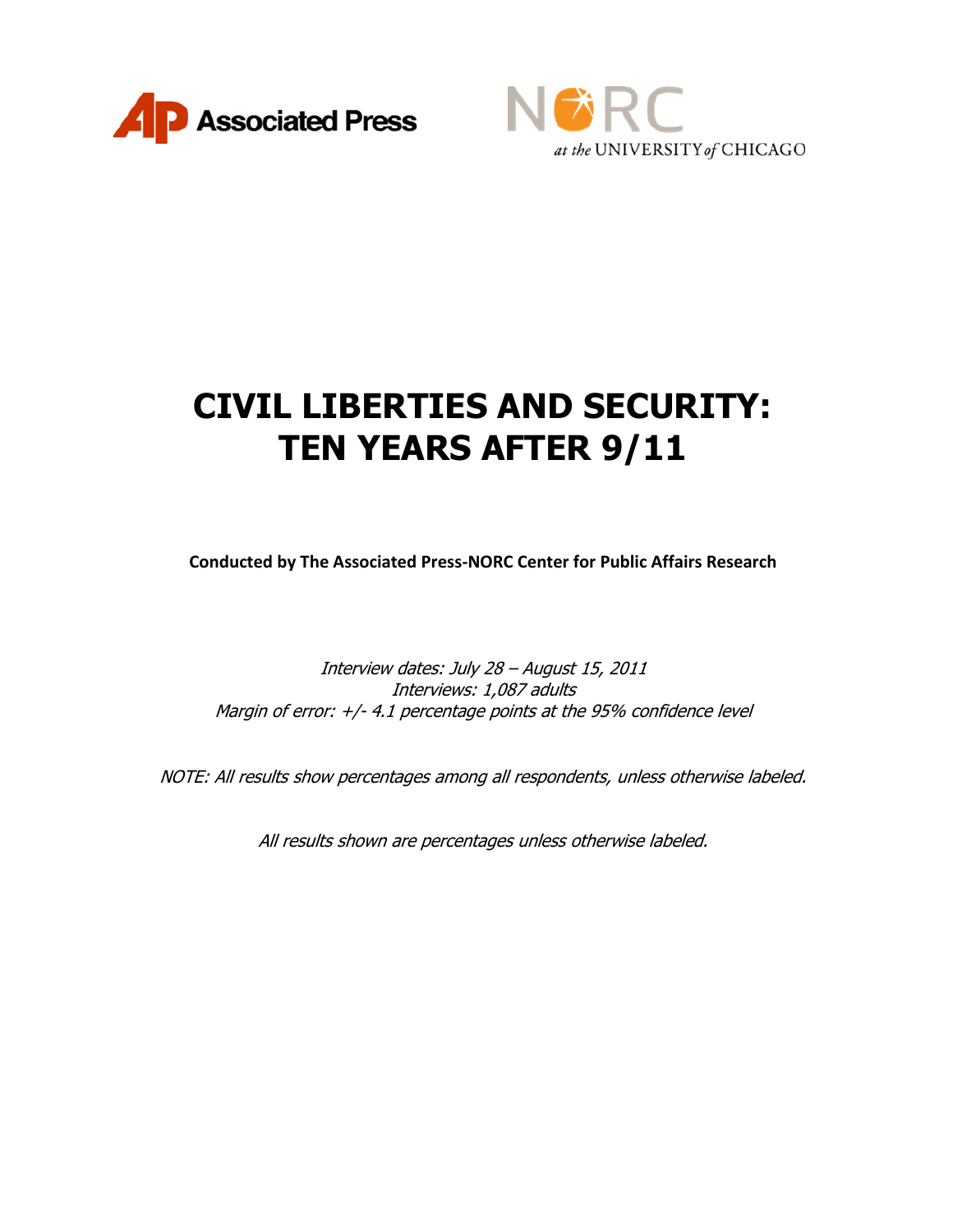Associated Press

NORC at the UNIVERSITY of CHICAGO

# CIVIL LIBERTIES AND SECURITY: TEN YEARS AFTER 9/11

**Conducted by The Associated Press-NORC Center for Public Affairs Research**

*Interview dates: July 28 – August 15, 2011*
*Interviews: 1,087 adults*
*Margin of error: +/- 4.1 percentage points at the 95% confidence level*

*NOTE: All results show percentages among all respondents, unless otherwise labeled.*

*All results shown are percentages unless otherwise labeled.*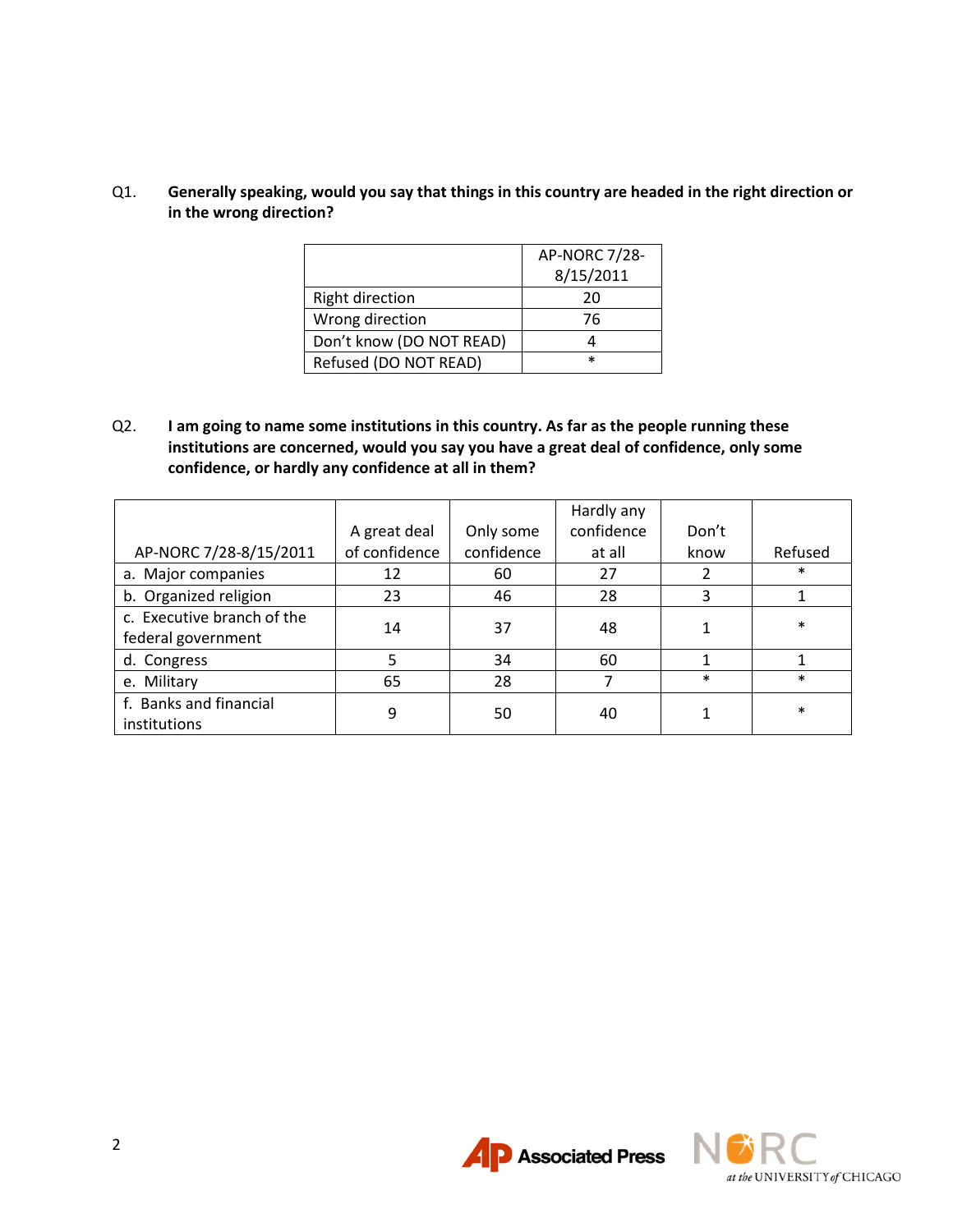Q1. **Generally speaking, would you say that things in this country are headed in the right direction or in the wrong direction?**

| | AP-NORC 7/28-8/15/2011 |
|---|---|
| Right direction | 20 |
| Wrong direction | 76 |
| Don't know (DO NOT READ) | 4 |
| Refused (DO NOT READ) | * |

Q2. **I am going to name some institutions in this country. As far as the people running these institutions are concerned, would you say you have a great deal of confidence, only some confidence, or hardly any confidence at all in them?**

| AP-NORC 7/28-8/15/2011 | A great deal of confidence | Only some confidence | Hardly any confidence at all | Don't know | Refused |
|---|---|---|---|---|---|
| a. Major companies | 12 | 60 | 27 | 2 | * |
| b. Organized religion | 23 | 46 | 28 | 3 | 1 |
| c. Executive branch of the federal government | 14 | 37 | 48 | 1 | * |
| d. Congress | 5 | 34 | 60 | 1 | 1 |
| e. Military | 65 | 28 | 7 | * | * |
| f. Banks and financial institutions | 9 | 50 | 40 | 1 | * |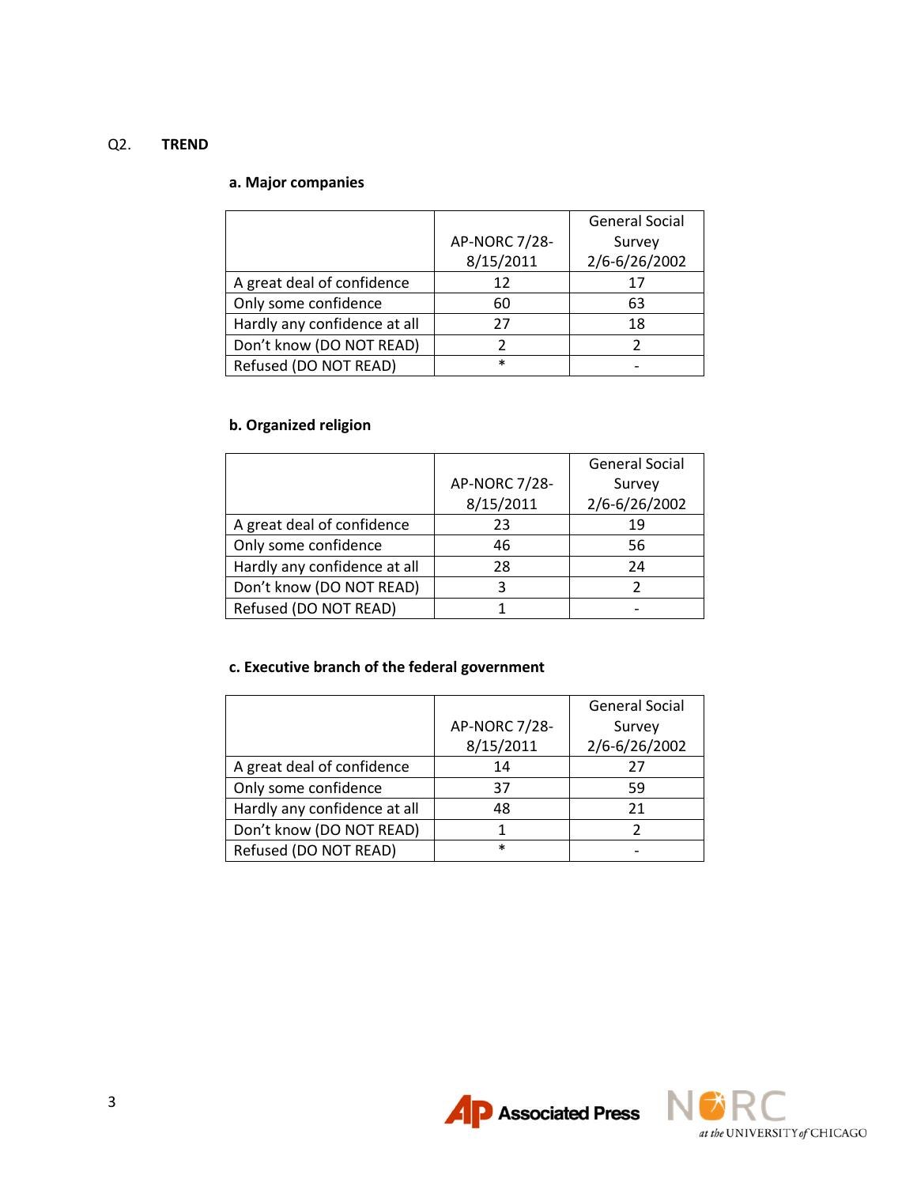Q2. **TREND**

**a. Major companies**

| | AP-NORC 7/28-8/15/2011 | General Social Survey 2/6-6/26/2002 |
|---|---|---|
| A great deal of confidence | 12 | 17 |
| Only some confidence | 60 | 63 |
| Hardly any confidence at all | 27 | 18 |
| Don't know (DO NOT READ) | 2 | 2 |
| Refused (DO NOT READ) | * | - |

**b. Organized religion**

| | AP-NORC 7/28-8/15/2011 | General Social Survey 2/6-6/26/2002 |
|---|---|---|
| A great deal of confidence | 23 | 19 |
| Only some confidence | 46 | 56 |
| Hardly any confidence at all | 28 | 24 |
| Don't know (DO NOT READ) | 3 | 2 |
| Refused (DO NOT READ) | 1 | - |

**c. Executive branch of the federal government**

| | AP-NORC 7/28-8/15/2011 | General Social Survey 2/6-6/26/2002 |
|---|---|---|
| A great deal of confidence | 14 | 27 |
| Only some confidence | 37 | 59 |
| Hardly any confidence at all | 48 | 21 |
| Don't know (DO NOT READ) | 1 | 2 |
| Refused (DO NOT READ) | * | - |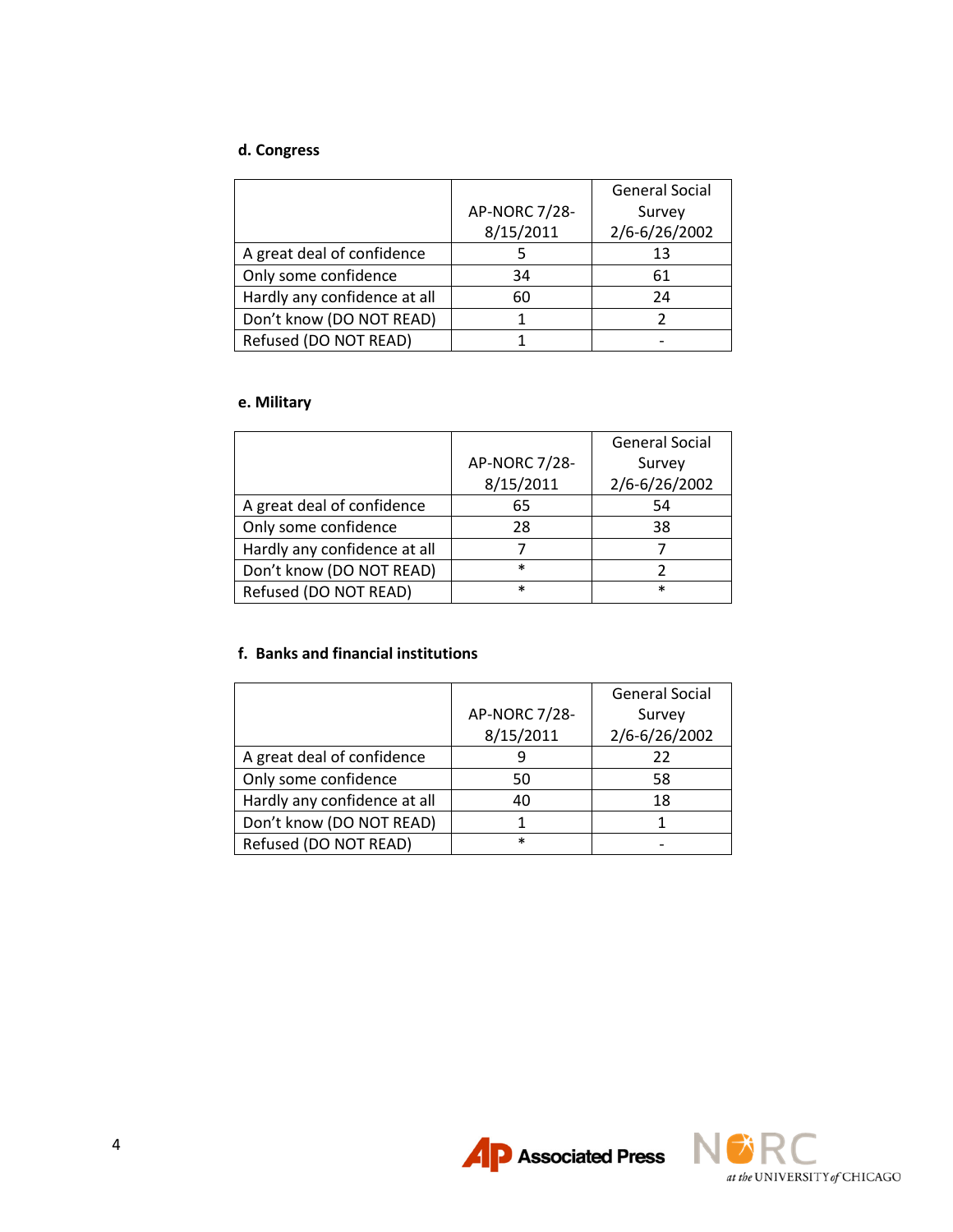**d. Congress**

| | AP-NORC 7/28-8/15/2011 | General Social Survey 2/6-6/26/2002 |
|---|---|---|
| A great deal of confidence | 5 | 13 |
| Only some confidence | 34 | 61 |
| Hardly any confidence at all | 60 | 24 |
| Don't know (DO NOT READ) | 1 | 2 |
| Refused (DO NOT READ) | 1 | - |

**e. Military**

| | AP-NORC 7/28-8/15/2011 | General Social Survey 2/6-6/26/2002 |
|---|---|---|
| A great deal of confidence | 65 | 54 |
| Only some confidence | 28 | 38 |
| Hardly any confidence at all | 7 | 7 |
| Don't know (DO NOT READ) | * | 2 |
| Refused (DO NOT READ) | * | * |

**f. Banks and financial institutions**

| | AP-NORC 7/28-8/15/2011 | General Social Survey 2/6-6/26/2002 |
|---|---|---|
| A great deal of confidence | 9 | 22 |
| Only some confidence | 50 | 58 |
| Hardly any confidence at all | 40 | 18 |
| Don't know (DO NOT READ) | 1 | 1 |
| Refused (DO NOT READ) | * | - |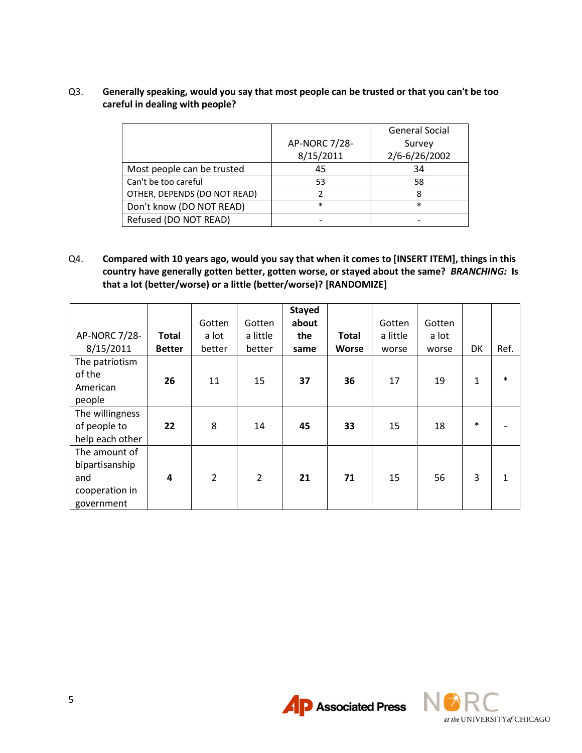Q3. **Generally speaking, would you say that most people can be trusted or that you can't be too careful in dealing with people?**

| | AP-NORC 7/28-8/15/2011 | General Social Survey 2/6-6/26/2002 |
|---|---|---|
| Most people can be trusted | 45 | 34 |
| Can't be too careful | 53 | 58 |
| OTHER, DEPENDS (DO NOT READ) | 2 | 8 |
| Don't know (DO NOT READ) | * | * |
| Refused (DO NOT READ) | - | - |

Q4. **Compared with 10 years ago, would you say that when it comes to [INSERT ITEM], things in this country have generally gotten better, gotten worse, or stayed about the same? *BRANCHING:* Is that a lot (better/worse) or a little (better/worse)? [RANDOMIZE]**

| AP-NORC 7/28-8/15/2011 | **Total Better** | Gotten a lot better | Gotten a little better | **Stayed about the same** | **Total Worse** | Gotten a little worse | Gotten a lot worse | DK | Ref. |
|---|---|---|---|---|---|---|---|---|---|
| The patriotism of the American people | **26** | 11 | 15 | **37** | **36** | 17 | 19 | 1 | * |
| The willingness of people to help each other | **22** | 8 | 14 | **45** | **33** | 15 | 18 | * | - |
| The amount of bipartisanship and cooperation in government | **4** | 2 | 2 | **21** | **71** | 15 | 56 | 3 | 1 |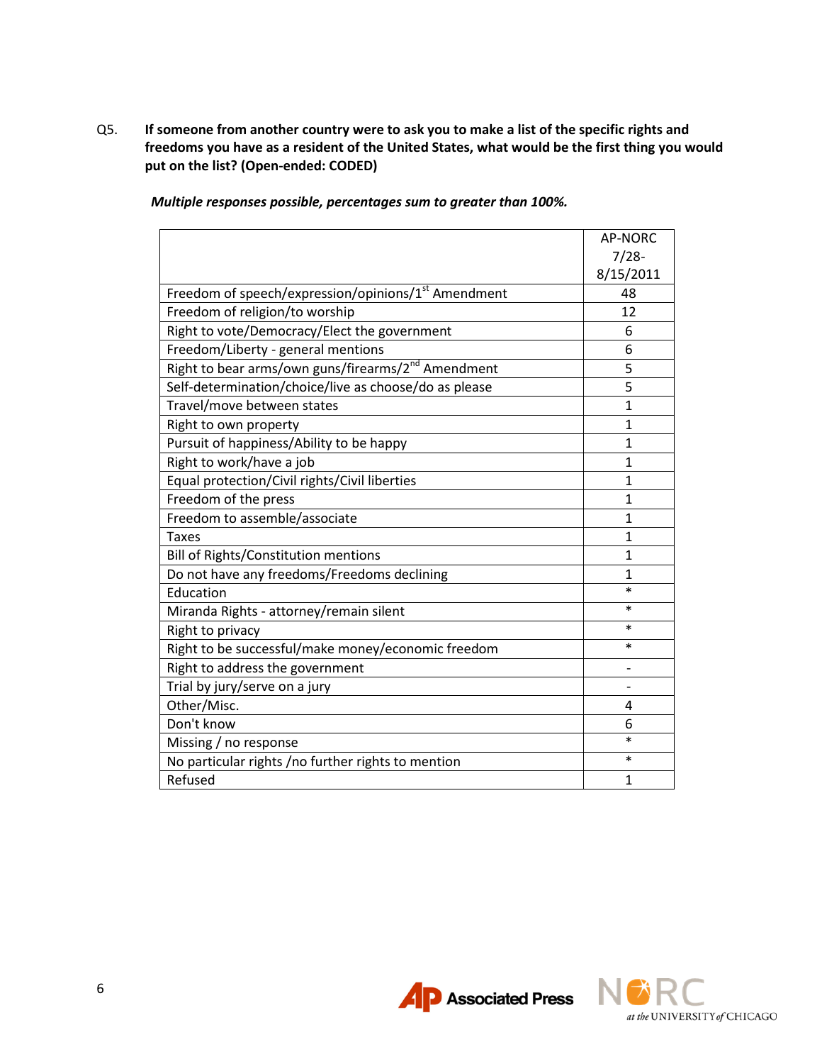Q5. **If someone from another country were to ask you to make a list of the specific rights and freedoms you have as a resident of the United States, what would be the first thing you would put on the list? (Open-ended: CODED)**

***Multiple responses possible, percentages sum to greater than 100%.***

| | AP-NORC 7/28-8/15/2011 |
|---|---|
| Freedom of speech/expression/opinions/1st Amendment | 48 |
| Freedom of religion/to worship | 12 |
| Right to vote/Democracy/Elect the government | 6 |
| Freedom/Liberty - general mentions | 6 |
| Right to bear arms/own guns/firearms/2nd Amendment | 5 |
| Self-determination/choice/live as choose/do as please | 5 |
| Travel/move between states | 1 |
| Right to own property | 1 |
| Pursuit of happiness/Ability to be happy | 1 |
| Right to work/have a job | 1 |
| Equal protection/Civil rights/Civil liberties | 1 |
| Freedom of the press | 1 |
| Freedom to assemble/associate | 1 |
| Taxes | 1 |
| Bill of Rights/Constitution mentions | 1 |
| Do not have any freedoms/Freedoms declining | 1 |
| Education | * |
| Miranda Rights - attorney/remain silent | * |
| Right to privacy | * |
| Right to be successful/make money/economic freedom | * |
| Right to address the government | - |
| Trial by jury/serve on a jury | - |
| Other/Misc. | 4 |
| Don't know | 6 |
| Missing / no response | * |
| No particular rights /no further rights to mention | * |
| Refused | 1 |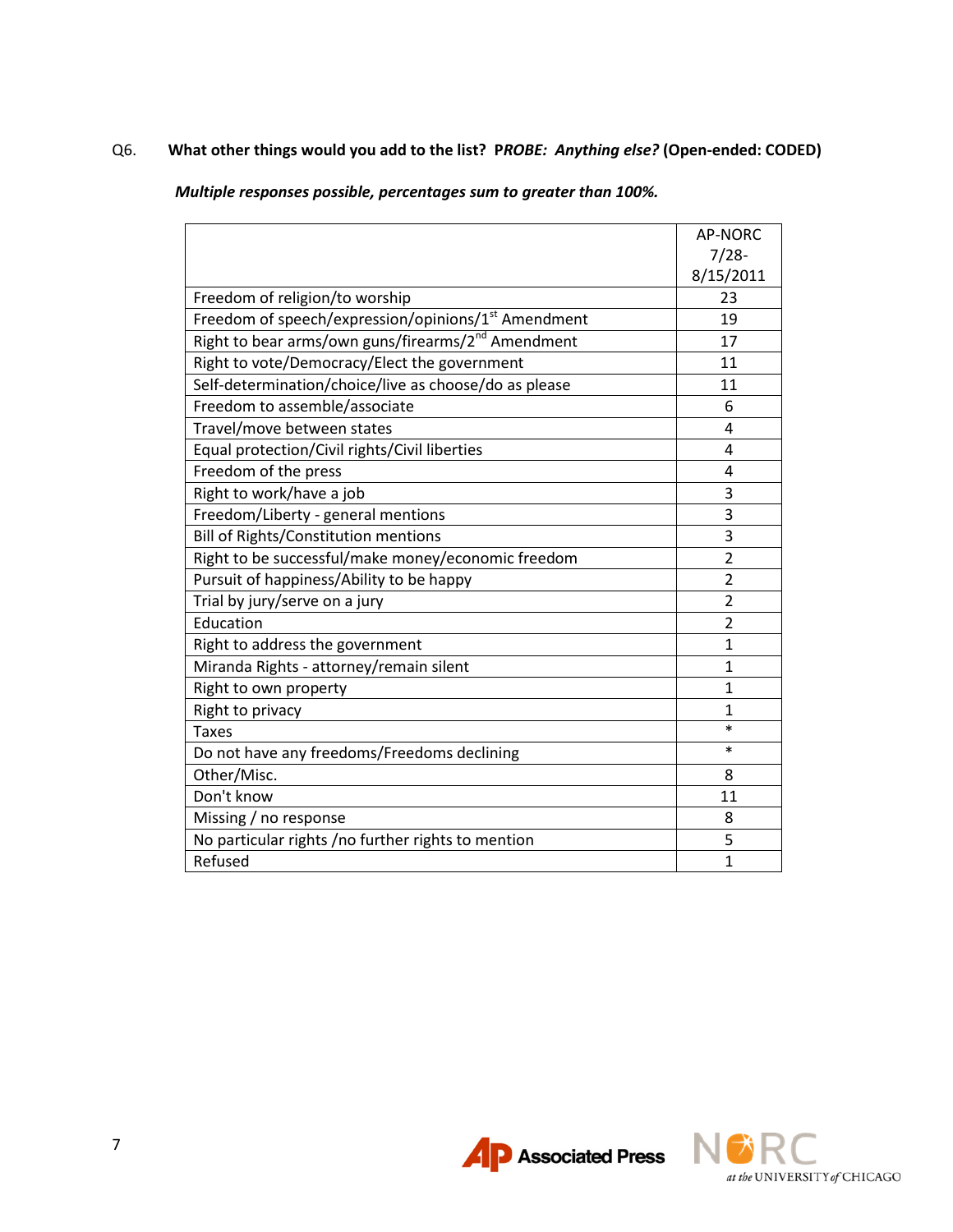Q6. **What other things would you add to the list? P*ROBE: Anything else?* (Open-ended: CODED)**

***Multiple responses possible, percentages sum to greater than 100%.***

| | AP-NORC 7/28-8/15/2011 |
|---|---|
| Freedom of religion/to worship | 23 |
| Freedom of speech/expression/opinions/1st Amendment | 19 |
| Right to bear arms/own guns/firearms/2nd Amendment | 17 |
| Right to vote/Democracy/Elect the government | 11 |
| Self-determination/choice/live as choose/do as please | 11 |
| Freedom to assemble/associate | 6 |
| Travel/move between states | 4 |
| Equal protection/Civil rights/Civil liberties | 4 |
| Freedom of the press | 4 |
| Right to work/have a job | 3 |
| Freedom/Liberty - general mentions | 3 |
| Bill of Rights/Constitution mentions | 3 |
| Right to be successful/make money/economic freedom | 2 |
| Pursuit of happiness/Ability to be happy | 2 |
| Trial by jury/serve on a jury | 2 |
| Education | 2 |
| Right to address the government | 1 |
| Miranda Rights - attorney/remain silent | 1 |
| Right to own property | 1 |
| Right to privacy | 1 |
| Taxes | * |
| Do not have any freedoms/Freedoms declining | * |
| Other/Misc. | 8 |
| Don't know | 11 |
| Missing / no response | 8 |
| No particular rights /no further rights to mention | 5 |
| Refused | 1 |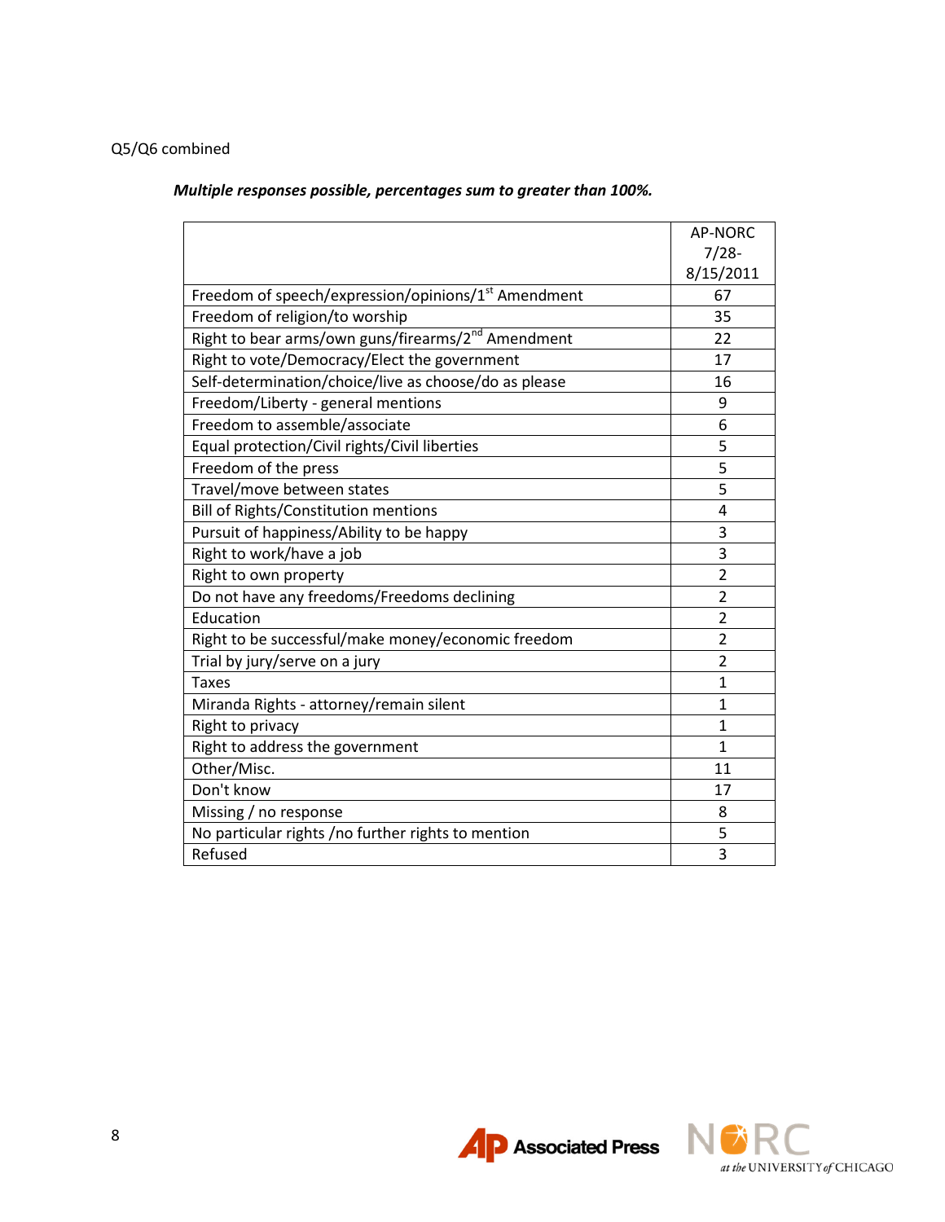Q5/Q6 combined

***Multiple responses possible, percentages sum to greater than 100%.***

| | AP-NORC 7/28-8/15/2011 |
|---|---|
| Freedom of speech/expression/opinions/1st Amendment | 67 |
| Freedom of religion/to worship | 35 |
| Right to bear arms/own guns/firearms/2nd Amendment | 22 |
| Right to vote/Democracy/Elect the government | 17 |
| Self-determination/choice/live as choose/do as please | 16 |
| Freedom/Liberty - general mentions | 9 |
| Freedom to assemble/associate | 6 |
| Equal protection/Civil rights/Civil liberties | 5 |
| Freedom of the press | 5 |
| Travel/move between states | 5 |
| Bill of Rights/Constitution mentions | 4 |
| Pursuit of happiness/Ability to be happy | 3 |
| Right to work/have a job | 3 |
| Right to own property | 2 |
| Do not have any freedoms/Freedoms declining | 2 |
| Education | 2 |
| Right to be successful/make money/economic freedom | 2 |
| Trial by jury/serve on a jury | 2 |
| Taxes | 1 |
| Miranda Rights - attorney/remain silent | 1 |
| Right to privacy | 1 |
| Right to address the government | 1 |
| Other/Misc. | 11 |
| Don't know | 17 |
| Missing / no response | 8 |
| No particular rights /no further rights to mention | 5 |
| Refused | 3 |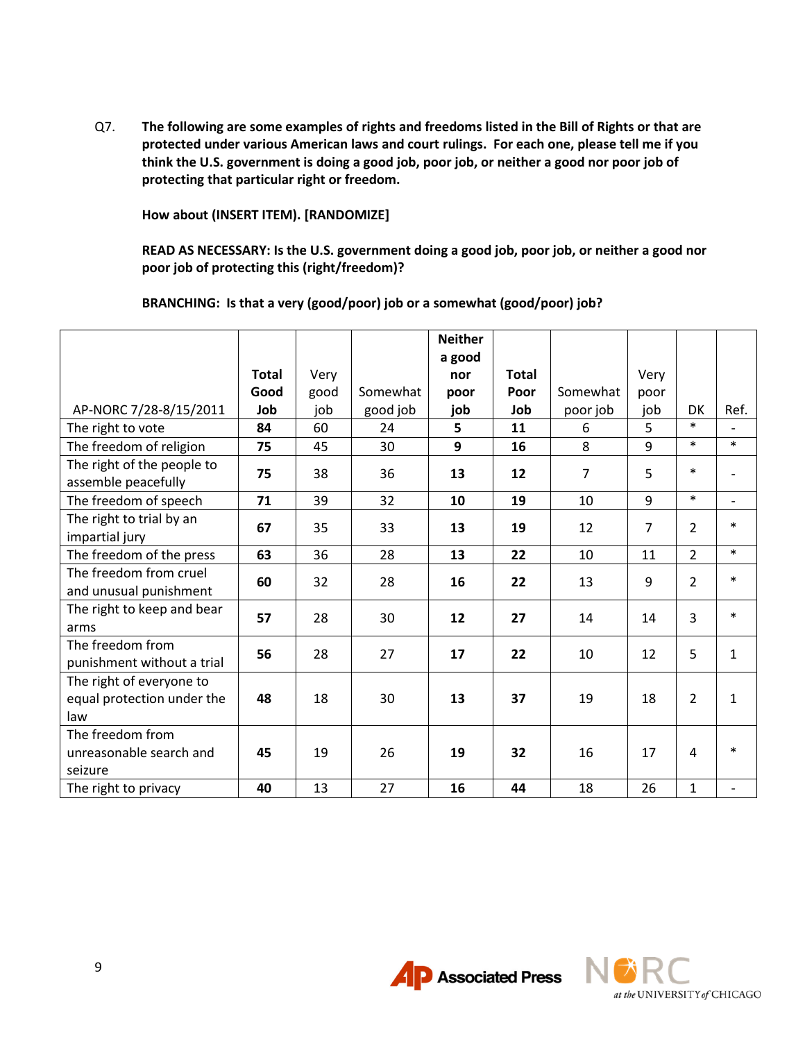Q7. **The following are some examples of rights and freedoms listed in the Bill of Rights or that are protected under various American laws and court rulings. For each one, please tell me if you think the U.S. government is doing a good job, poor job, or neither a good nor poor job of protecting that particular right or freedom.**

**How about (INSERT ITEM). [RANDOMIZE]**

**READ AS NECESSARY: Is the U.S. government doing a good job, poor job, or neither a good nor poor job of protecting this (right/freedom)?**

**BRANCHING: Is that a very (good/poor) job or a somewhat (good/poor) job?**

| AP-NORC 7/28-8/15/2011 | **Total Good Job** | Very good job | Somewhat good job | **Neither a good nor poor job** | **Total Poor Job** | Somewhat poor job | Very poor job | DK | Ref. |
|---|---|---|---|---|---|---|---|---|---|
| The right to vote | **84** | 60 | 24 | **5** | **11** | 6 | 5 | * | - |
| The freedom of religion | **75** | 45 | 30 | **9** | **16** | 8 | 9 | * | * |
| The right of the people to assemble peacefully | **75** | 38 | 36 | **13** | **12** | 7 | 5 | * | - |
| The freedom of speech | **71** | 39 | 32 | **10** | **19** | 10 | 9 | * | - |
| The right to trial by an impartial jury | **67** | 35 | 33 | **13** | **19** | 12 | 7 | 2 | * |
| The freedom of the press | **63** | 36 | 28 | **13** | **22** | 10 | 11 | 2 | * |
| The freedom from cruel and unusual punishment | **60** | 32 | 28 | **16** | **22** | 13 | 9 | 2 | * |
| The right to keep and bear arms | **57** | 28 | 30 | **12** | **27** | 14 | 14 | 3 | * |
| The freedom from punishment without a trial | **56** | 28 | 27 | **17** | **22** | 10 | 12 | 5 | 1 |
| The right of everyone to equal protection under the law | **48** | 18 | 30 | **13** | **37** | 19 | 18 | 2 | 1 |
| The freedom from unreasonable search and seizure | **45** | 19 | 26 | **19** | **32** | 16 | 17 | 4 | * |
| The right to privacy | **40** | 13 | 27 | **16** | **44** | 18 | 26 | 1 | - |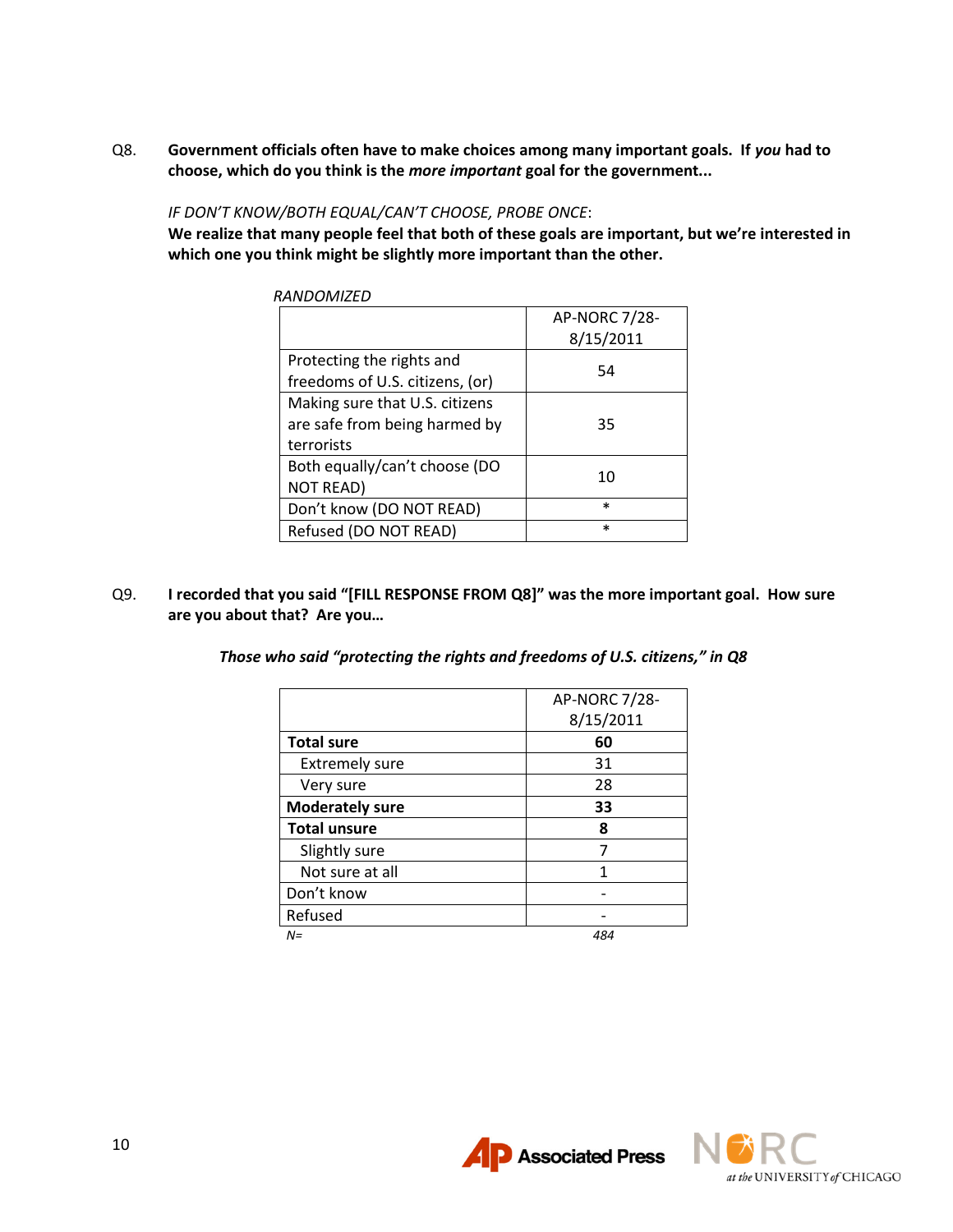Q8. **Government officials often have to make choices among many important goals. If *you* had to choose, which do you think is the *more important* goal for the government...**

*IF DON'T KNOW/BOTH EQUAL/CAN'T CHOOSE, PROBE ONCE*:
**We realize that many people feel that both of these goals are important, but we're interested in which one you think might be slightly more important than the other.**

*RANDOMIZED*

| | AP-NORC 7/28-8/15/2011 |
|---|---|
| Protecting the rights and freedoms of U.S. citizens, (or) | 54 |
| Making sure that U.S. citizens are safe from being harmed by terrorists | 35 |
| Both equally/can't choose (DO NOT READ) | 10 |
| Don't know (DO NOT READ) | * |
| Refused (DO NOT READ) | * |

Q9. **I recorded that you said "[FILL RESPONSE FROM Q8]" was the more important goal. How sure are you about that? Are you…**

***Those who said "protecting the rights and freedoms of U.S. citizens," in Q8***

| | AP-NORC 7/28-8/15/2011 |
|---|---|
| **Total sure** | **60** |
| Extremely sure | 31 |
| Very sure | 28 |
| **Moderately sure** | **33** |
| **Total unsure** | **8** |
| Slightly sure | 7 |
| Not sure at all | 1 |
| Don't know | - |
| Refused | - |
| *N=* | *484* |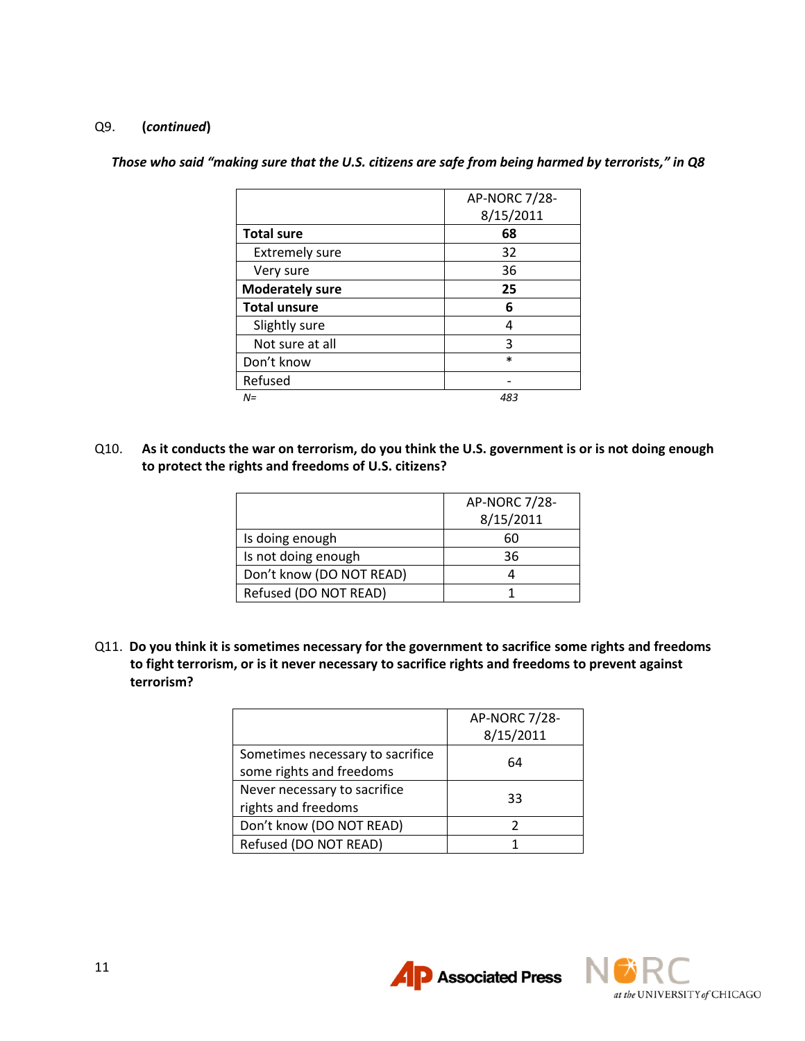Q9. **(*continued*)**

***Those who said "making sure that the U.S. citizens are safe from being harmed by terrorists," in Q8***

| | AP-NORC 7/28-8/15/2011 |
|---|---|
| **Total sure** | **68** |
| Extremely sure | 32 |
| Very sure | 36 |
| **Moderately sure** | **25** |
| **Total unsure** | **6** |
| Slightly sure | 4 |
| Not sure at all | 3 |
| Don't know | * |
| Refused | - |
| *N=* | *483* |

Q10. **As it conducts the war on terrorism, do you think the U.S. government is or is not doing enough to protect the rights and freedoms of U.S. citizens?**

| | AP-NORC 7/28-8/15/2011 |
|---|---|
| Is doing enough | 60 |
| Is not doing enough | 36 |
| Don't know (DO NOT READ) | 4 |
| Refused (DO NOT READ) | 1 |

Q11. **Do you think it is sometimes necessary for the government to sacrifice some rights and freedoms to fight terrorism, or is it never necessary to sacrifice rights and freedoms to prevent against terrorism?**

| | AP-NORC 7/28-8/15/2011 |
|---|---|
| Sometimes necessary to sacrifice some rights and freedoms | 64 |
| Never necessary to sacrifice rights and freedoms | 33 |
| Don't know (DO NOT READ) | 2 |
| Refused (DO NOT READ) | 1 |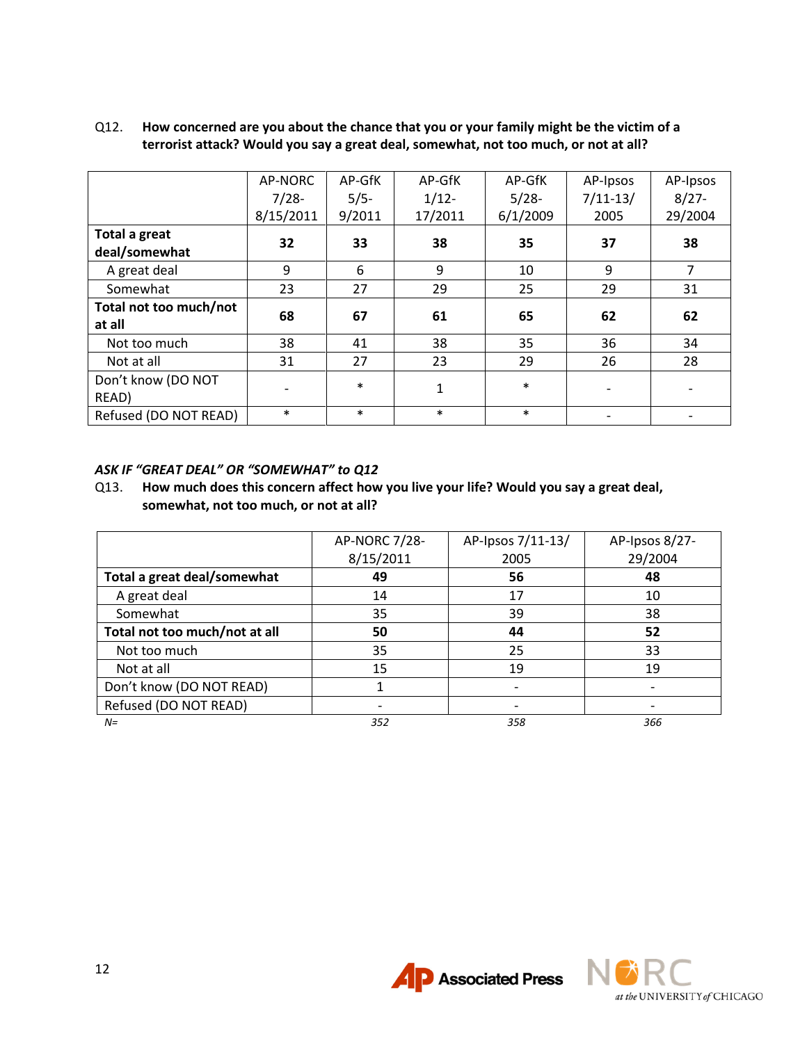Q12. **How concerned are you about the chance that you or your family might be the victim of a terrorist attack? Would you say a great deal, somewhat, not too much, or not at all?**

| | AP-NORC 7/28-8/15/2011 | AP-GfK 5/5-9/2011 | AP-GfK 1/12-17/2011 | AP-GfK 5/28-6/1/2009 | AP-Ipsos 7/11-13/2005 | AP-Ipsos 8/27-29/2004 |
|---|---|---|---|---|---|---|
| **Total a great deal/somewhat** | **32** | **33** | **38** | **35** | **37** | **38** |
| A great deal | 9 | 6 | 9 | 10 | 9 | 7 |
| Somewhat | 23 | 27 | 29 | 25 | 29 | 31 |
| **Total not too much/not at all** | **68** | **67** | **61** | **65** | **62** | **62** |
| Not too much | 38 | 41 | 38 | 35 | 36 | 34 |
| Not at all | 31 | 27 | 23 | 29 | 26 | 28 |
| Don't know (DO NOT READ) | - | * | 1 | * | - | - |
| Refused (DO NOT READ) | * | * | * | * | - | - |

***ASK IF "GREAT DEAL" OR "SOMEWHAT" to Q12***

Q13. **How much does this concern affect how you live your life? Would you say a great deal, somewhat, not too much, or not at all?**

| | AP-NORC 7/28-8/15/2011 | AP-Ipsos 7/11-13/2005 | AP-Ipsos 8/27-29/2004 |
|---|---|---|---|
| **Total a great deal/somewhat** | **49** | **56** | **48** |
| A great deal | 14 | 17 | 10 |
| Somewhat | 35 | 39 | 38 |
| **Total not too much/not at all** | **50** | **44** | **52** |
| Not too much | 35 | 25 | 33 |
| Not at all | 15 | 19 | 19 |
| Don't know (DO NOT READ) | 1 | - | - |
| Refused (DO NOT READ) | - | - | - |
| *N=* | *352* | *358* | *366* |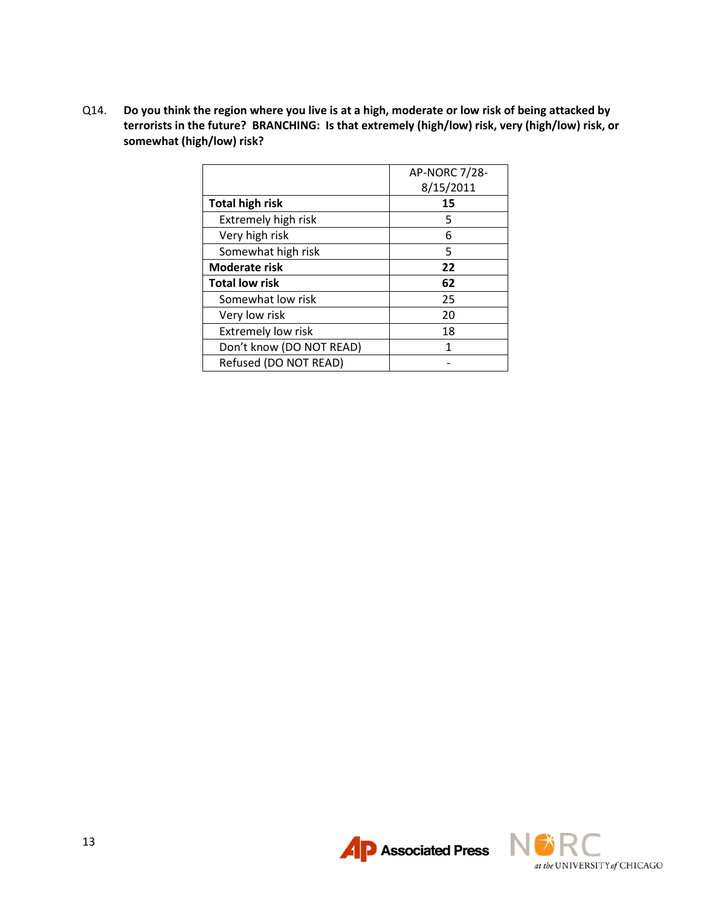Q14. **Do you think the region where you live is at a high, moderate or low risk of being attacked by terrorists in the future? BRANCHING: Is that extremely (high/low) risk, very (high/low) risk, or somewhat (high/low) risk?**

| | AP-NORC 7/28-8/15/2011 |
|---|---|
| **Total high risk** | **15** |
| Extremely high risk | 5 |
| Very high risk | 6 |
| Somewhat high risk | 5 |
| **Moderate risk** | **22** |
| **Total low risk** | **62** |
| Somewhat low risk | 25 |
| Very low risk | 20 |
| Extremely low risk | 18 |
| Don't know (DO NOT READ) | 1 |
| Refused (DO NOT READ) | - |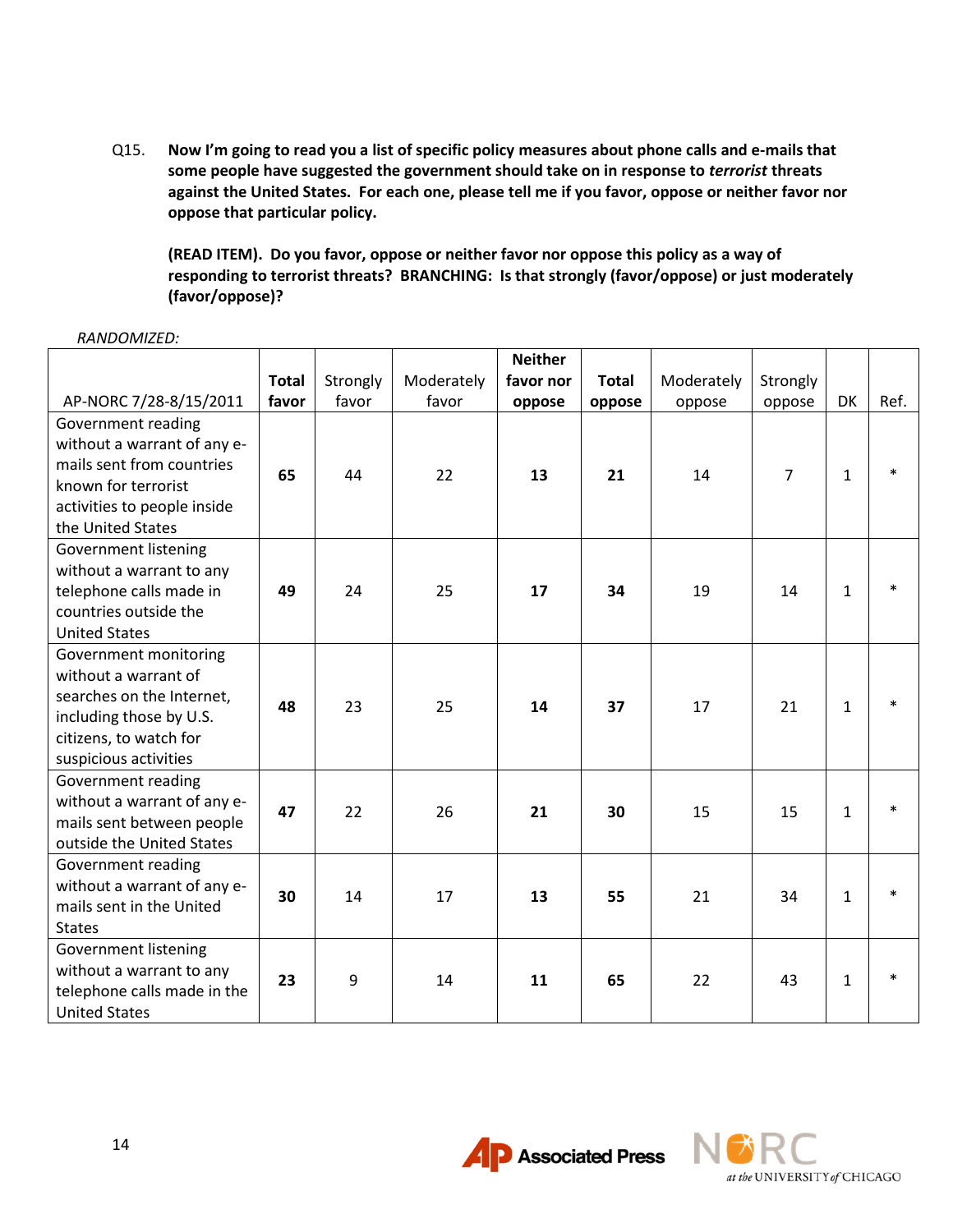Q15. **Now I'm going to read you a list of specific policy measures about phone calls and e-mails that some people have suggested the government should take on in response to *terrorist* threats against the United States. For each one, please tell me if you favor, oppose or neither favor nor oppose that particular policy.**

**(READ ITEM). Do you favor, oppose or neither favor nor oppose this policy as a way of responding to terrorist threats? BRANCHING: Is that strongly (favor/oppose) or just moderately (favor/oppose)?**

*RANDOMIZED:*

| AP-NORC 7/28-8/15/2011 | **Total favor** | Strongly favor | Moderately favor | **Neither favor nor oppose** | **Total oppose** | Moderately oppose | Strongly oppose | DK | Ref. |
|---|---|---|---|---|---|---|---|---|---|
| Government reading without a warrant of any e-mails sent from countries known for terrorist activities to people inside the United States | **65** | 44 | 22 | **13** | **21** | 14 | 7 | 1 | * |
| Government listening without a warrant to any telephone calls made in countries outside the United States | **49** | 24 | 25 | **17** | **34** | 19 | 14 | 1 | * |
| Government monitoring without a warrant of searches on the Internet, including those by U.S. citizens, to watch for suspicious activities | **48** | 23 | 25 | **14** | **37** | 17 | 21 | 1 | * |
| Government reading without a warrant of any e-mails sent between people outside the United States | **47** | 22 | 26 | **21** | **30** | 15 | 15 | 1 | * |
| Government reading without a warrant of any e-mails sent in the United States | **30** | 14 | 17 | **13** | **55** | 21 | 34 | 1 | * |
| Government listening without a warrant to any telephone calls made in the United States | **23** | 9 | 14 | **11** | **65** | 22 | 43 | 1 | * |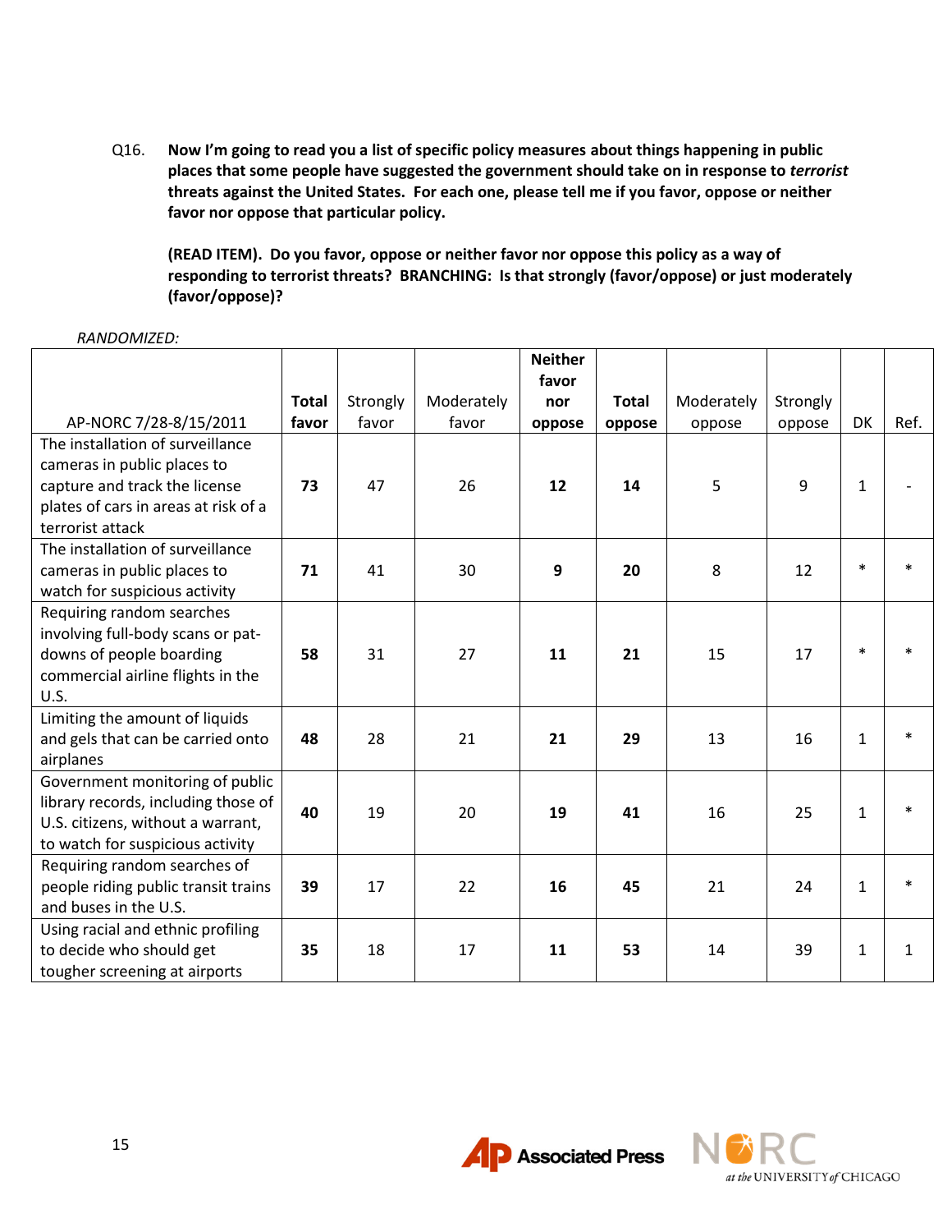Q16. **Now I'm going to read you a list of specific policy measures about things happening in public places that some people have suggested the government should take on in response to *terrorist* threats against the United States. For each one, please tell me if you favor, oppose or neither favor nor oppose that particular policy.**

**(READ ITEM). Do you favor, oppose or neither favor nor oppose this policy as a way of responding to terrorist threats? BRANCHING: Is that strongly (favor/oppose) or just moderately (favor/oppose)?**

*RANDOMIZED:*

| AP-NORC 7/28-8/15/2011 | **Total favor** | Strongly favor | Moderately favor | **Neither favor nor oppose** | **Total oppose** | Moderately oppose | Strongly oppose | DK | Ref. |
|---|---|---|---|---|---|---|---|---|---|
| The installation of surveillance cameras in public places to capture and track the license plates of cars in areas at risk of a terrorist attack | **73** | 47 | 26 | **12** | **14** | 5 | 9 | 1 | - |
| The installation of surveillance cameras in public places to watch for suspicious activity | **71** | 41 | 30 | **9** | **20** | 8 | 12 | * | * |
| Requiring random searches involving full-body scans or pat-downs of people boarding commercial airline flights in the U.S. | **58** | 31 | 27 | **11** | **21** | 15 | 17 | * | * |
| Limiting the amount of liquids and gels that can be carried onto airplanes | **48** | 28 | 21 | **21** | **29** | 13 | 16 | 1 | * |
| Government monitoring of public library records, including those of U.S. citizens, without a warrant, to watch for suspicious activity | **40** | 19 | 20 | **19** | **41** | 16 | 25 | 1 | * |
| Requiring random searches of people riding public transit trains and buses in the U.S. | **39** | 17 | 22 | **16** | **45** | 21 | 24 | 1 | * |
| Using racial and ethnic profiling to decide who should get tougher screening at airports | **35** | 18 | 17 | **11** | **53** | 14 | 39 | 1 | 1 |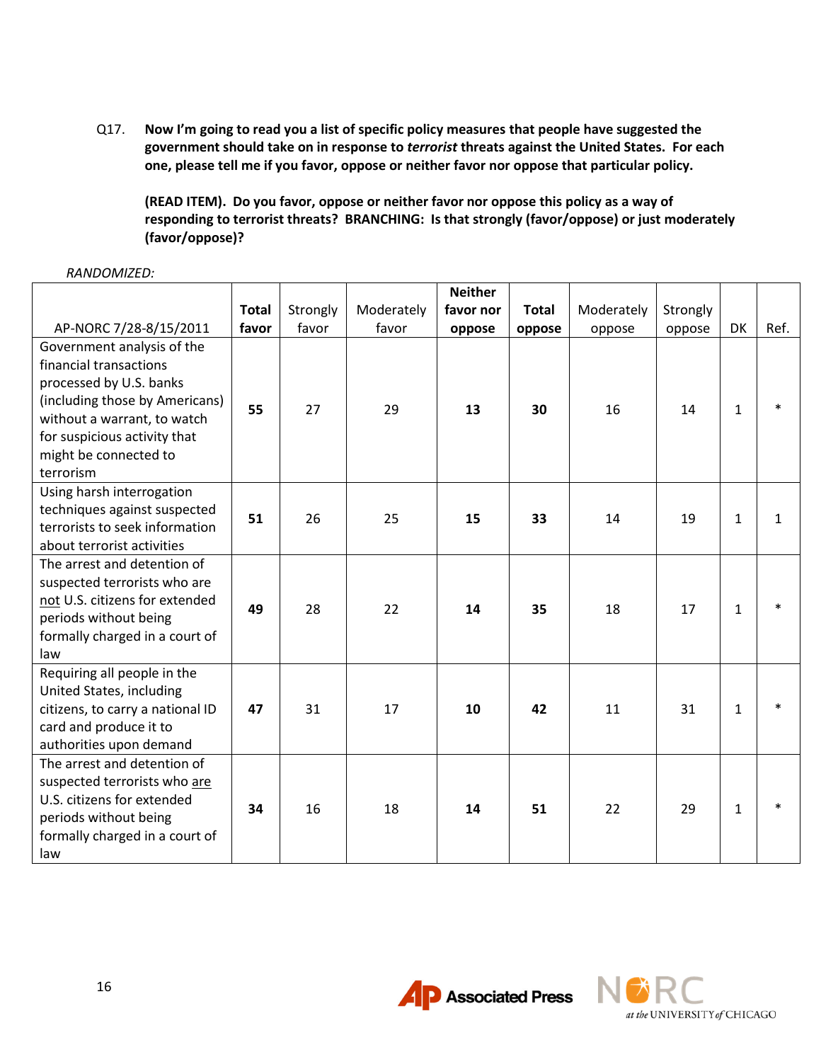Q17. **Now I'm going to read you a list of specific policy measures that people have suggested the government should take on in response to *terrorist* threats against the United States. For each one, please tell me if you favor, oppose or neither favor nor oppose that particular policy.**

**(READ ITEM). Do you favor, oppose or neither favor nor oppose this policy as a way of responding to terrorist threats? BRANCHING: Is that strongly (favor/oppose) or just moderately (favor/oppose)?**

*RANDOMIZED:*

| AP-NORC 7/28-8/15/2011 | **Total favor** | Strongly favor | Moderately favor | **Neither favor nor oppose** | **Total oppose** | Moderately oppose | Strongly oppose | DK | Ref. |
|---|---|---|---|---|---|---|---|---|---|
| Government analysis of the financial transactions processed by U.S. banks (including those by Americans) without a warrant, to watch for suspicious activity that might be connected to terrorism | **55** | 27 | 29 | **13** | **30** | 16 | 14 | 1 | * |
| Using harsh interrogation techniques against suspected terrorists to seek information about terrorist activities | **51** | 26 | 25 | **15** | **33** | 14 | 19 | 1 | 1 |
| The arrest and detention of suspected terrorists who are <u>not</u> U.S. citizens for extended periods without being formally charged in a court of law | **49** | 28 | 22 | **14** | **35** | 18 | 17 | 1 | * |
| Requiring all people in the United States, including citizens, to carry a national ID card and produce it to authorities upon demand | **47** | 31 | 17 | **10** | **42** | 11 | 31 | 1 | * |
| The arrest and detention of suspected terrorists who <u>are</u> U.S. citizens for extended periods without being formally charged in a court of law | **34** | 16 | 18 | **14** | **51** | 22 | 29 | 1 | * |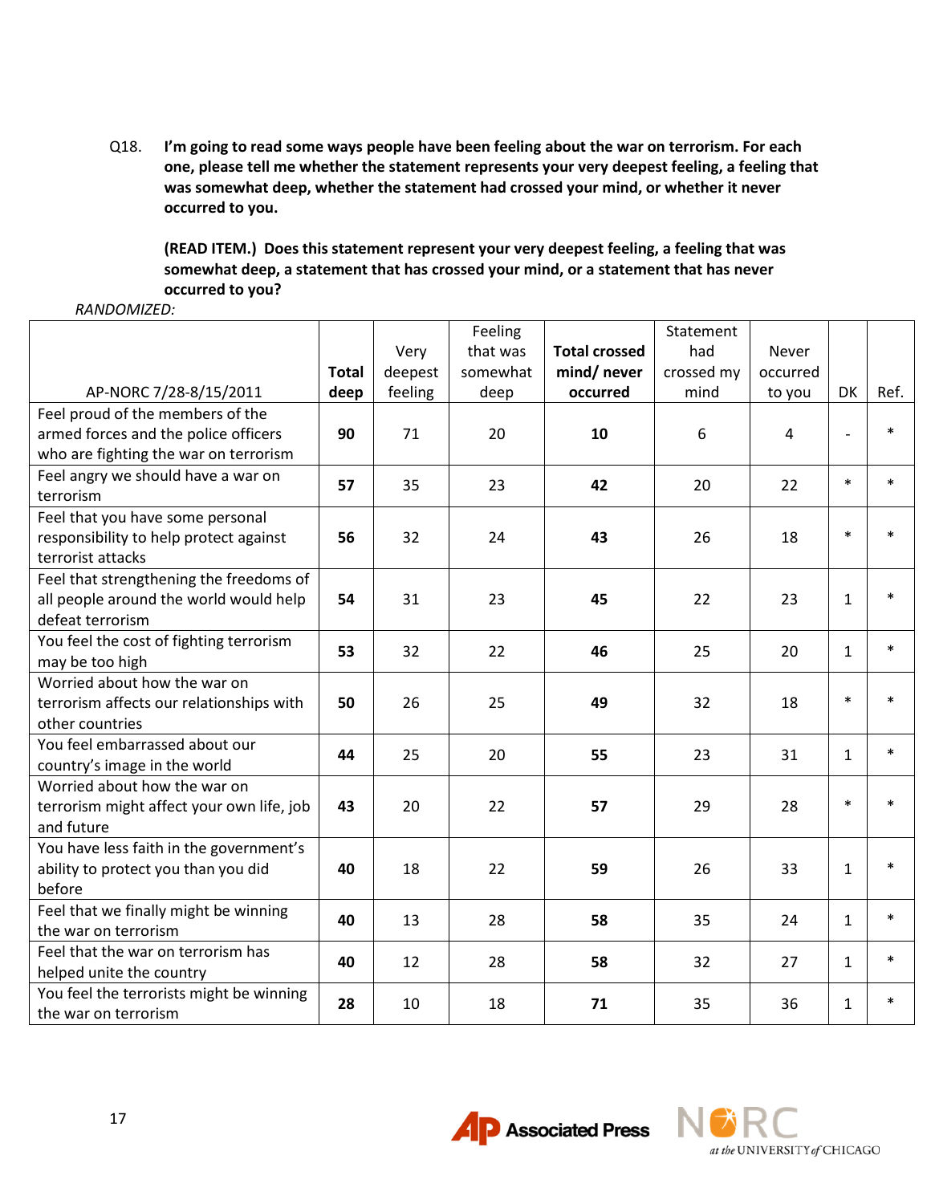Q18. **I'm going to read some ways people have been feeling about the war on terrorism. For each one, please tell me whether the statement represents your very deepest feeling, a feeling that was somewhat deep, whether the statement had crossed your mind, or whether it never occurred to you.**

**(READ ITEM.) Does this statement represent your very deepest feeling, a feeling that was somewhat deep, a statement that has crossed your mind, or a statement that has never occurred to you?**

*RANDOMIZED:*

| AP-NORC 7/28-8/15/2011 | **Total deep** | Very deepest feeling | Feeling that was somewhat deep | **Total crossed mind/ never occurred** | Statement had crossed my mind | Never occurred to you | DK | Ref. |
|---|---|---|---|---|---|---|---|---|
| Feel proud of the members of the armed forces and the police officers who are fighting the war on terrorism | **90** | 71 | 20 | **10** | 6 | 4 | - | * |
| Feel angry we should have a war on terrorism | **57** | 35 | 23 | **42** | 20 | 22 | * | * |
| Feel that you have some personal responsibility to help protect against terrorist attacks | **56** | 32 | 24 | **43** | 26 | 18 | * | * |
| Feel that strengthening the freedoms of all people around the world would help defeat terrorism | **54** | 31 | 23 | **45** | 22 | 23 | 1 | * |
| You feel the cost of fighting terrorism may be too high | **53** | 32 | 22 | **46** | 25 | 20 | 1 | * |
| Worried about how the war on terrorism affects our relationships with other countries | **50** | 26 | 25 | **49** | 32 | 18 | * | * |
| You feel embarrassed about our country's image in the world | **44** | 25 | 20 | **55** | 23 | 31 | 1 | * |
| Worried about how the war on terrorism might affect your own life, job and future | **43** | 20 | 22 | **57** | 29 | 28 | * | * |
| You have less faith in the government's ability to protect you than you did before | **40** | 18 | 22 | **59** | 26 | 33 | 1 | * |
| Feel that we finally might be winning the war on terrorism | **40** | 13 | 28 | **58** | 35 | 24 | 1 | * |
| Feel that the war on terrorism has helped unite the country | **40** | 12 | 28 | **58** | 32 | 27 | 1 | * |
| You feel the terrorists might be winning the war on terrorism | **28** | 10 | 18 | **71** | 35 | 36 | 1 | * |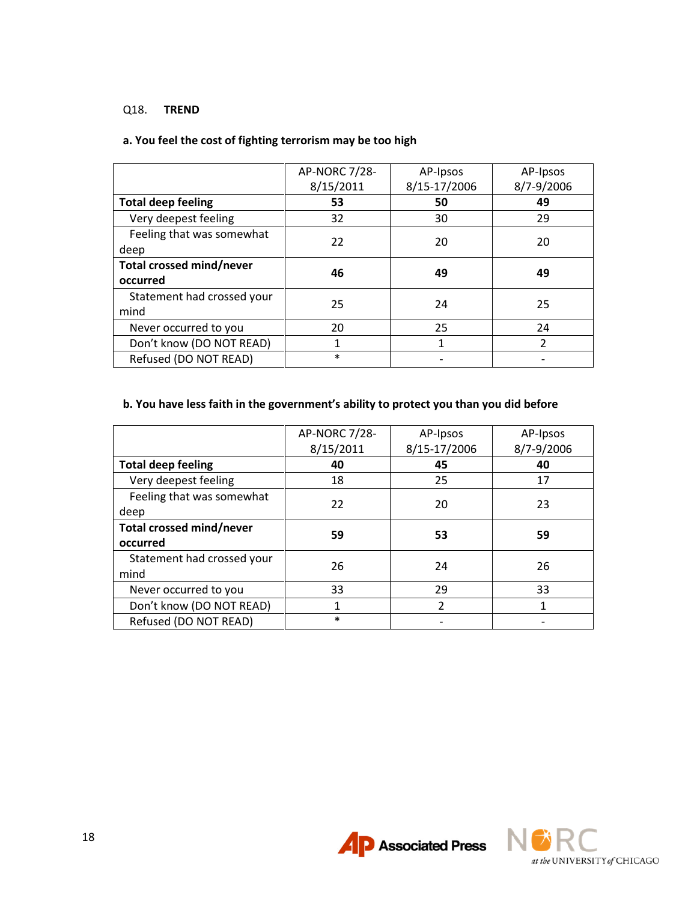Q18. **TREND**

**a. You feel the cost of fighting terrorism may be too high**

| | AP-NORC 7/28-8/15/2011 | AP-Ipsos 8/15-17/2006 | AP-Ipsos 8/7-9/2006 |
|---|---|---|---|
| **Total deep feeling** | **53** | **50** | **49** |
| Very deepest feeling | 32 | 30 | 29 |
| Feeling that was somewhat deep | 22 | 20 | 20 |
| **Total crossed mind/never occurred** | **46** | **49** | **49** |
| Statement had crossed your mind | 25 | 24 | 25 |
| Never occurred to you | 20 | 25 | 24 |
| Don't know (DO NOT READ) | 1 | 1 | 2 |
| Refused (DO NOT READ) | * | - | - |

**b. You have less faith in the government's ability to protect you than you did before**

| | AP-NORC 7/28-8/15/2011 | AP-Ipsos 8/15-17/2006 | AP-Ipsos 8/7-9/2006 |
|---|---|---|---|
| **Total deep feeling** | **40** | **45** | **40** |
| Very deepest feeling | 18 | 25 | 17 |
| Feeling that was somewhat deep | 22 | 20 | 23 |
| **Total crossed mind/never occurred** | **59** | **53** | **59** |
| Statement had crossed your mind | 26 | 24 | 26 |
| Never occurred to you | 33 | 29 | 33 |
| Don't know (DO NOT READ) | 1 | 2 | 1 |
| Refused (DO NOT READ) | * | - | - |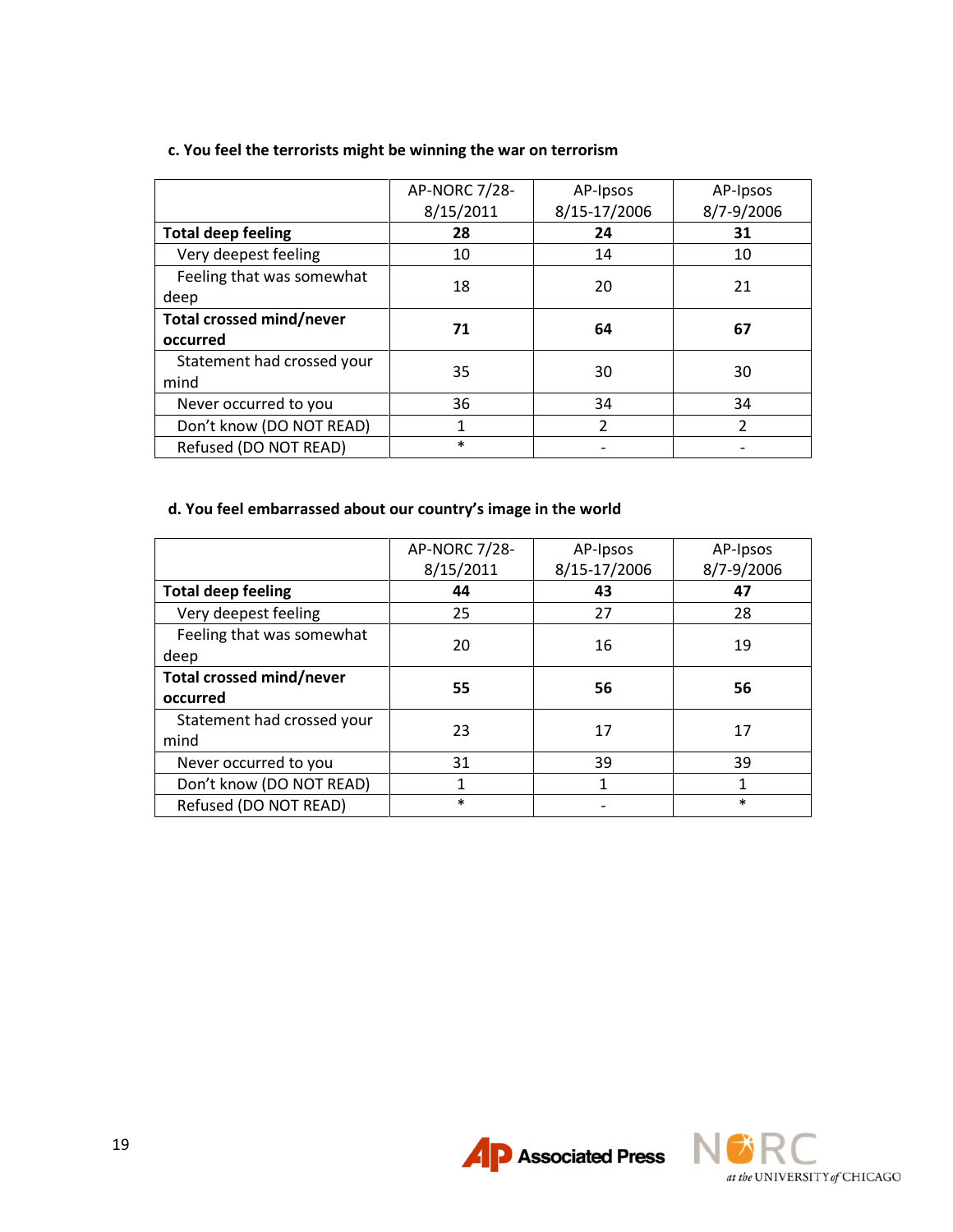**c. You feel the terrorists might be winning the war on terrorism**

| | AP-NORC 7/28-8/15/2011 | AP-Ipsos 8/15-17/2006 | AP-Ipsos 8/7-9/2006 |
|---|---|---|---|
| **Total deep feeling** | **28** | **24** | **31** |
| Very deepest feeling | 10 | 14 | 10 |
| Feeling that was somewhat deep | 18 | 20 | 21 |
| **Total crossed mind/never occurred** | **71** | **64** | **67** |
| Statement had crossed your mind | 35 | 30 | 30 |
| Never occurred to you | 36 | 34 | 34 |
| Don't know (DO NOT READ) | 1 | 2 | 2 |
| Refused (DO NOT READ) | * | - | - |

**d. You feel embarrassed about our country's image in the world**

| | AP-NORC 7/28-8/15/2011 | AP-Ipsos 8/15-17/2006 | AP-Ipsos 8/7-9/2006 |
|---|---|---|---|
| **Total deep feeling** | **44** | **43** | **47** |
| Very deepest feeling | 25 | 27 | 28 |
| Feeling that was somewhat deep | 20 | 16 | 19 |
| **Total crossed mind/never occurred** | **55** | **56** | **56** |
| Statement had crossed your mind | 23 | 17 | 17 |
| Never occurred to you | 31 | 39 | 39 |
| Don't know (DO NOT READ) | 1 | 1 | 1 |
| Refused (DO NOT READ) | * | - | * |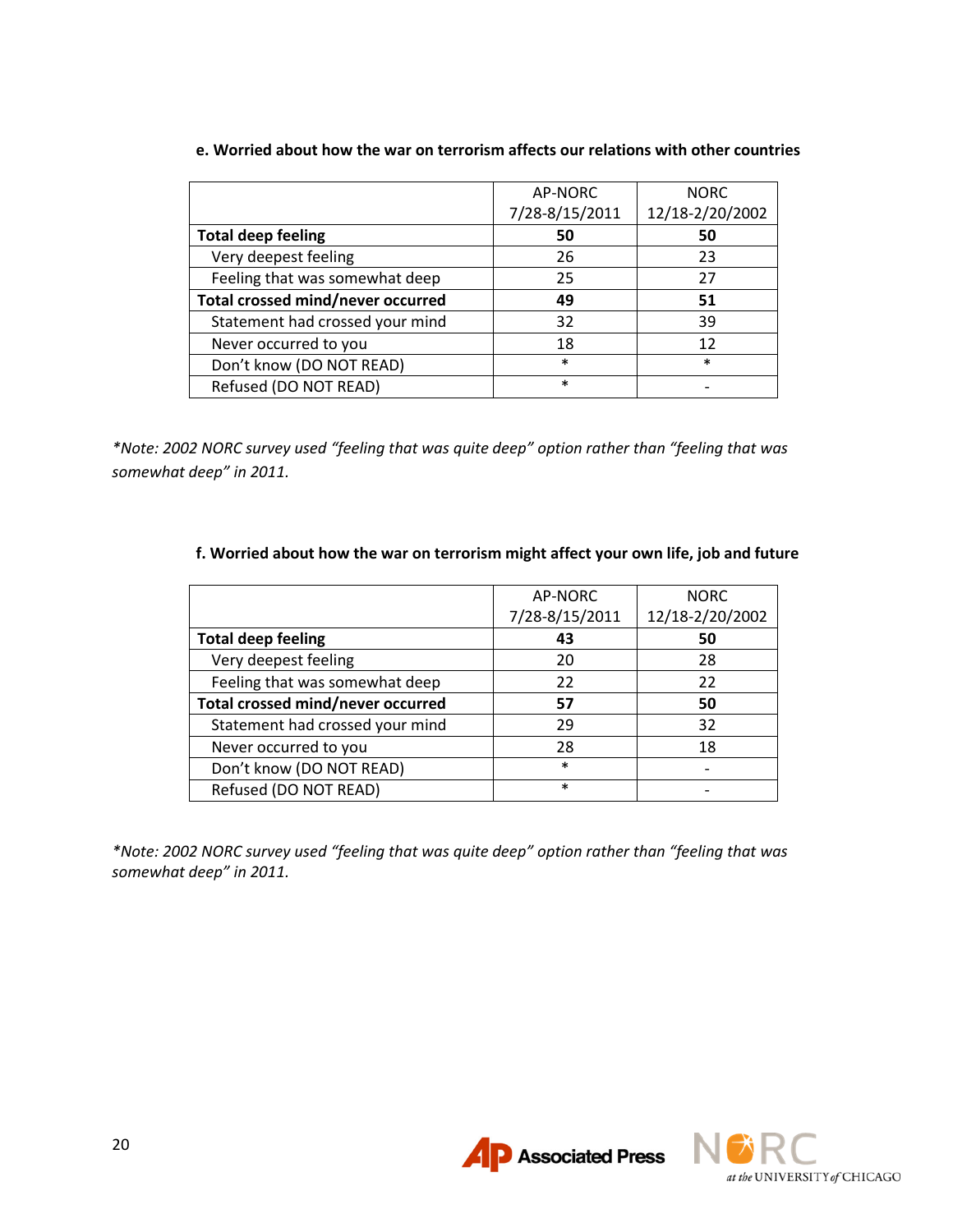**e. Worried about how the war on terrorism affects our relations with other countries**

| | AP-NORC 7/28-8/15/2011 | NORC 12/18-2/20/2002 |
|---|---|---|
| **Total deep feeling** | **50** | **50** |
| Very deepest feeling | 26 | 23 |
| Feeling that was somewhat deep | 25 | 27 |
| **Total crossed mind/never occurred** | **49** | **51** |
| Statement had crossed your mind | 32 | 39 |
| Never occurred to you | 18 | 12 |
| Don't know (DO NOT READ) | * | * |
| Refused (DO NOT READ) | * | - |

*\*Note: 2002 NORC survey used "feeling that was quite deep" option rather than "feeling that was somewhat deep" in 2011.*

**f. Worried about how the war on terrorism might affect your own life, job and future**

| | AP-NORC 7/28-8/15/2011 | NORC 12/18-2/20/2002 |
|---|---|---|
| **Total deep feeling** | **43** | **50** |
| Very deepest feeling | 20 | 28 |
| Feeling that was somewhat deep | 22 | 22 |
| **Total crossed mind/never occurred** | **57** | **50** |
| Statement had crossed your mind | 29 | 32 |
| Never occurred to you | 28 | 18 |
| Don't know (DO NOT READ) | * | - |
| Refused (DO NOT READ) | * | - |

*\*Note: 2002 NORC survey used "feeling that was quite deep" option rather than "feeling that was somewhat deep" in 2011.*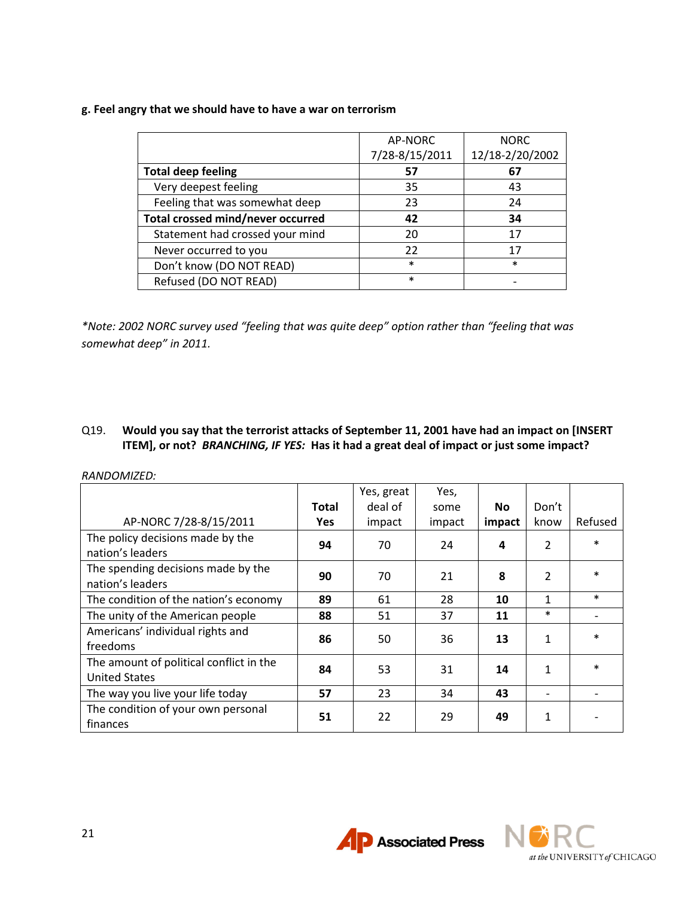**g. Feel angry that we should have to have a war on terrorism**

| | AP-NORC 7/28-8/15/2011 | NORC 12/18-2/20/2002 |
|---|---|---|
| **Total deep feeling** | **57** | **67** |
| Very deepest feeling | 35 | 43 |
| Feeling that was somewhat deep | 23 | 24 |
| **Total crossed mind/never occurred** | **42** | **34** |
| Statement had crossed your mind | 20 | 17 |
| Never occurred to you | 22 | 17 |
| Don't know (DO NOT READ) | * | * |
| Refused (DO NOT READ) | * | - |

*\*Note: 2002 NORC survey used "feeling that was quite deep" option rather than "feeling that was somewhat deep" in 2011.*

Q19. **Would you say that the terrorist attacks of September 11, 2001 have had an impact on [INSERT ITEM], or not? *BRANCHING, IF YES:* Has it had a great deal of impact or just some impact?**

*RANDOMIZED:*

| AP-NORC 7/28-8/15/2011 | **Total Yes** | Yes, great deal of impact | Yes, some impact | **No impact** | Don't know | Refused |
|---|---|---|---|---|---|---|
| The policy decisions made by the nation's leaders | **94** | 70 | 24 | **4** | 2 | * |
| The spending decisions made by the nation's leaders | **90** | 70 | 21 | **8** | 2 | * |
| The condition of the nation's economy | **89** | 61 | 28 | **10** | 1 | * |
| The unity of the American people | **88** | 51 | 37 | **11** | * | - |
| Americans' individual rights and freedoms | **86** | 50 | 36 | **13** | 1 | * |
| The amount of political conflict in the United States | **84** | 53 | 31 | **14** | 1 | * |
| The way you live your life today | **57** | 23 | 34 | **43** | - | - |
| The condition of your own personal finances | **51** | 22 | 29 | **49** | 1 | - |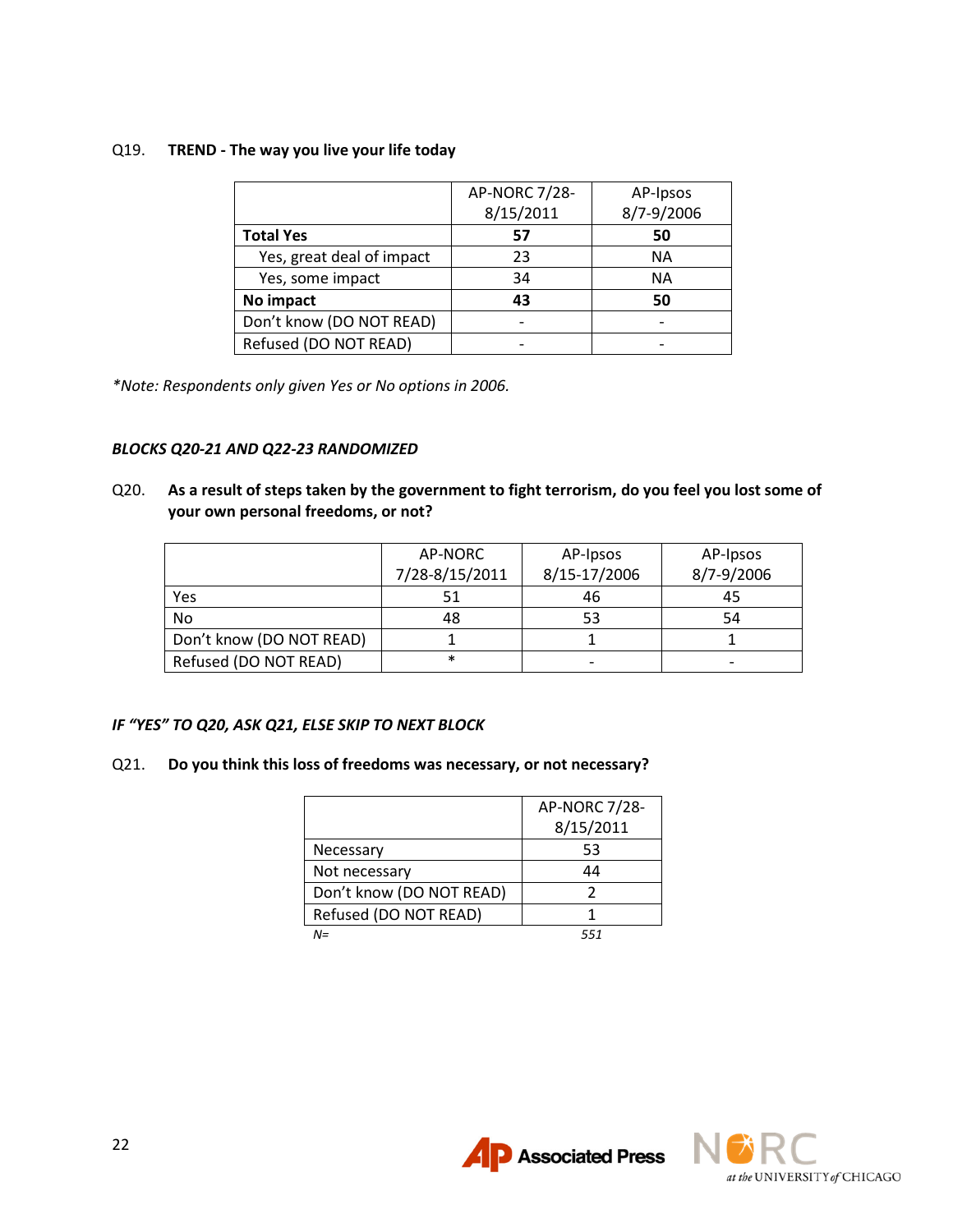Q19. **TREND - The way you live your life today**

| | AP-NORC 7/28-8/15/2011 | AP-Ipsos 8/7-9/2006 |
|---|---|---|
| **Total Yes** | **57** | **50** |
| Yes, great deal of impact | 23 | NA |
| Yes, some impact | 34 | NA |
| **No impact** | **43** | **50** |
| Don't know (DO NOT READ) | - | - |
| Refused (DO NOT READ) | - | - |

*\*Note: Respondents only given Yes or No options in 2006.*

***BLOCKS Q20-21 AND Q22-23 RANDOMIZED***

Q20. **As a result of steps taken by the government to fight terrorism, do you feel you lost some of your own personal freedoms, or not?**

| | AP-NORC 7/28-8/15/2011 | AP-Ipsos 8/15-17/2006 | AP-Ipsos 8/7-9/2006 |
|---|---|---|---|
| Yes | 51 | 46 | 45 |
| No | 48 | 53 | 54 |
| Don't know (DO NOT READ) | 1 | 1 | 1 |
| Refused (DO NOT READ) | * | - | - |

***IF "YES" TO Q20, ASK Q21, ELSE SKIP TO NEXT BLOCK***

Q21. **Do you think this loss of freedoms was necessary, or not necessary?**

| | AP-NORC 7/28-8/15/2011 |
|---|---|
| Necessary | 53 |
| Not necessary | 44 |
| Don't know (DO NOT READ) | 2 |
| Refused (DO NOT READ) | 1 |
| *N=* | *551* |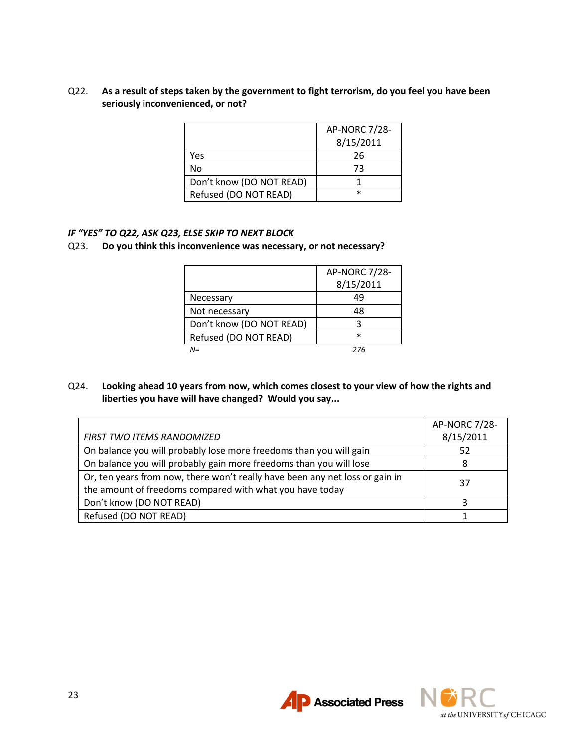Q22. **As a result of steps taken by the government to fight terrorism, do you feel you have been seriously inconvenienced, or not?**

| | AP-NORC 7/28-8/15/2011 |
|---|---|
| Yes | 26 |
| No | 73 |
| Don't know (DO NOT READ) | 1 |
| Refused (DO NOT READ) | * |

*IF "YES" TO Q22, ASK Q23, ELSE SKIP TO NEXT BLOCK*

Q23. **Do you think this inconvenience was necessary, or not necessary?**

| | AP-NORC 7/28-8/15/2011 |
|---|---|
| Necessary | 49 |
| Not necessary | 48 |
| Don't know (DO NOT READ) | 3 |
| Refused (DO NOT READ) | * |
| *N=* | *276* |

Q24. **Looking ahead 10 years from now, which comes closest to your view of how the rights and liberties you have will have changed? Would you say...**

| *FIRST TWO ITEMS RANDOMIZED* | AP-NORC 7/28-8/15/2011 |
|---|---|
| On balance you will probably lose more freedoms than you will gain | 52 |
| On balance you will probably gain more freedoms than you will lose | 8 |
| Or, ten years from now, there won't really have been any net loss or gain in the amount of freedoms compared with what you have today | 37 |
| Don't know (DO NOT READ) | 3 |
| Refused (DO NOT READ) | 1 |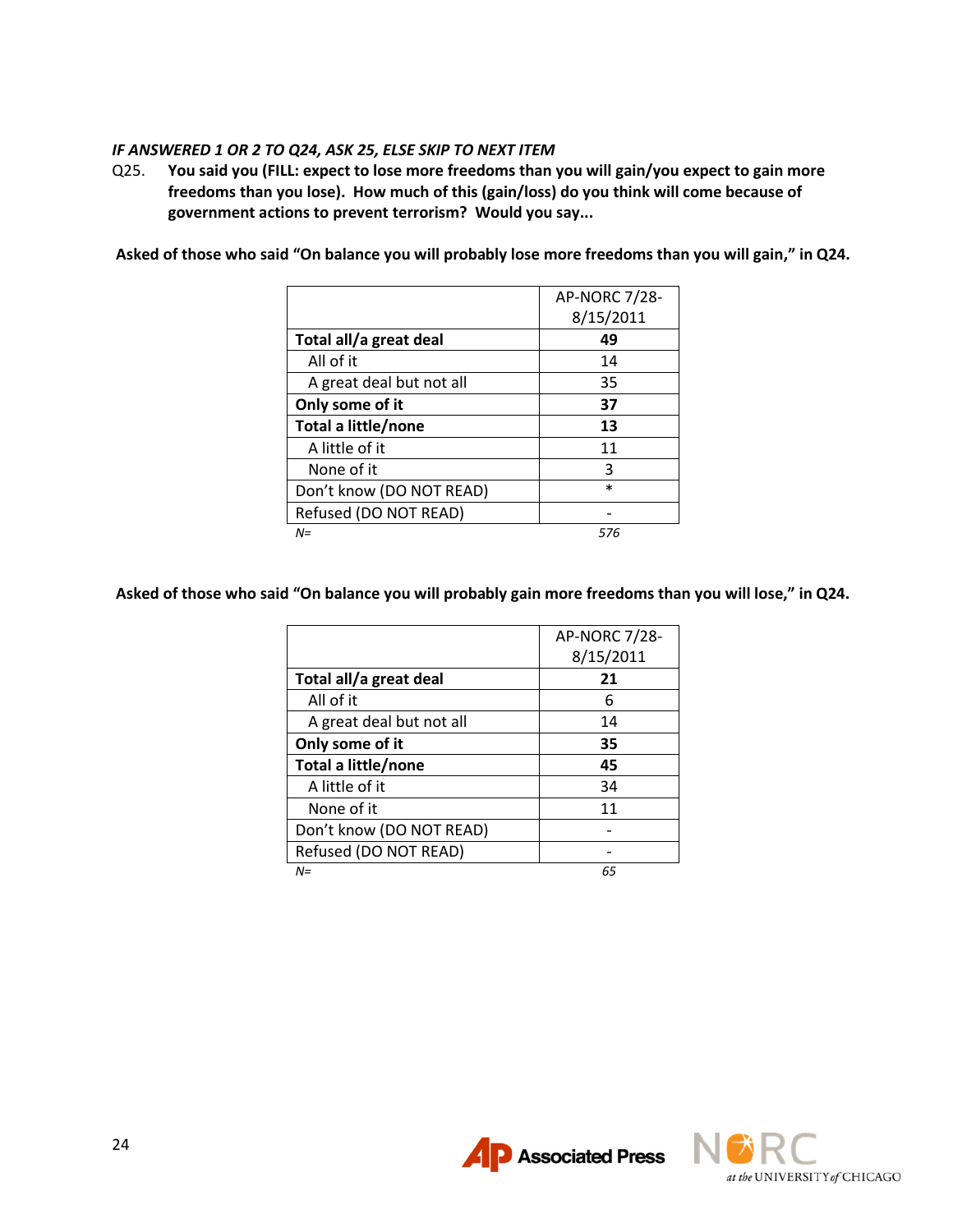*IF ANSWERED 1 OR 2 TO Q24, ASK 25, ELSE SKIP TO NEXT ITEM*

Q25. **You said you (FILL: expect to lose more freedoms than you will gain/you expect to gain more freedoms than you lose). How much of this (gain/loss) do you think will come because of government actions to prevent terrorism? Would you say...**

**Asked of those who said "On balance you will probably lose more freedoms than you will gain," in Q24.**

| | AP-NORC 7/28-8/15/2011 |
|---|---|
| **Total all/a great deal** | **49** |
| All of it | 14 |
| A great deal but not all | 35 |
| **Only some of it** | **37** |
| **Total a little/none** | **13** |
| A little of it | 11 |
| None of it | 3 |
| Don't know (DO NOT READ) | * |
| Refused (DO NOT READ) | - |
| *N=* | *576* |

**Asked of those who said "On balance you will probably gain more freedoms than you will lose," in Q24.**

| | AP-NORC 7/28-8/15/2011 |
|---|---|
| **Total all/a great deal** | **21** |
| All of it | 6 |
| A great deal but not all | 14 |
| **Only some of it** | **35** |
| **Total a little/none** | **45** |
| A little of it | 34 |
| None of it | 11 |
| Don't know (DO NOT READ) | - |
| Refused (DO NOT READ) | - |
| *N=* | *65* |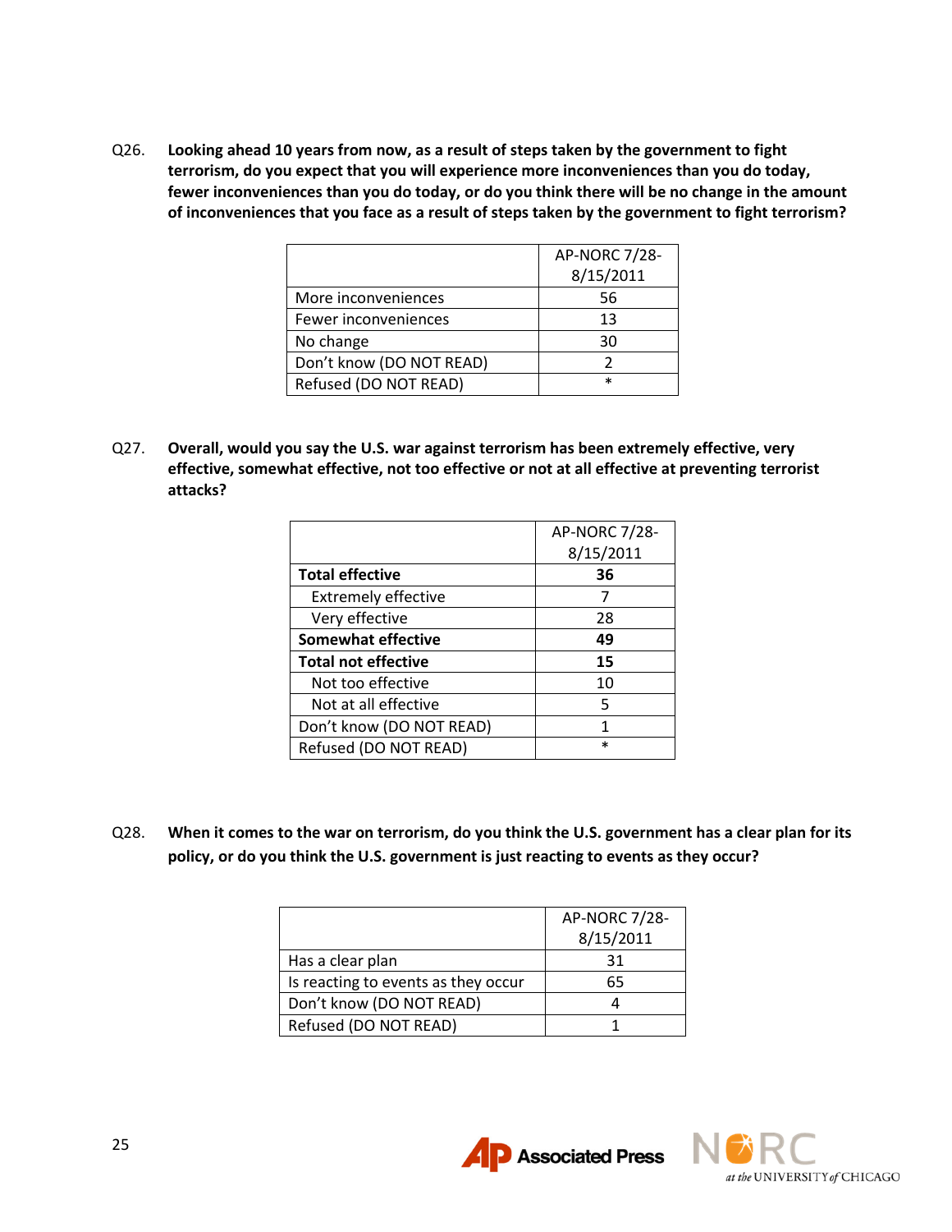Q26. **Looking ahead 10 years from now, as a result of steps taken by the government to fight terrorism, do you expect that you will experience more inconveniences than you do today, fewer inconveniences than you do today, or do you think there will be no change in the amount of inconveniences that you face as a result of steps taken by the government to fight terrorism?**

| | AP-NORC 7/28-8/15/2011 |
|---|---|
| More inconveniences | 56 |
| Fewer inconveniences | 13 |
| No change | 30 |
| Don't know (DO NOT READ) | 2 |
| Refused (DO NOT READ) | * |

Q27. **Overall, would you say the U.S. war against terrorism has been extremely effective, very effective, somewhat effective, not too effective or not at all effective at preventing terrorist attacks?**

| | AP-NORC 7/28-8/15/2011 |
|---|---|
| **Total effective** | **36** |
| Extremely effective | 7 |
| Very effective | 28 |
| **Somewhat effective** | **49** |
| **Total not effective** | **15** |
| Not too effective | 10 |
| Not at all effective | 5 |
| Don't know (DO NOT READ) | 1 |
| Refused (DO NOT READ) | * |

Q28. **When it comes to the war on terrorism, do you think the U.S. government has a clear plan for its policy, or do you think the U.S. government is just reacting to events as they occur?**

| | AP-NORC 7/28-8/15/2011 |
|---|---|
| Has a clear plan | 31 |
| Is reacting to events as they occur | 65 |
| Don't know (DO NOT READ) | 4 |
| Refused (DO NOT READ) | 1 |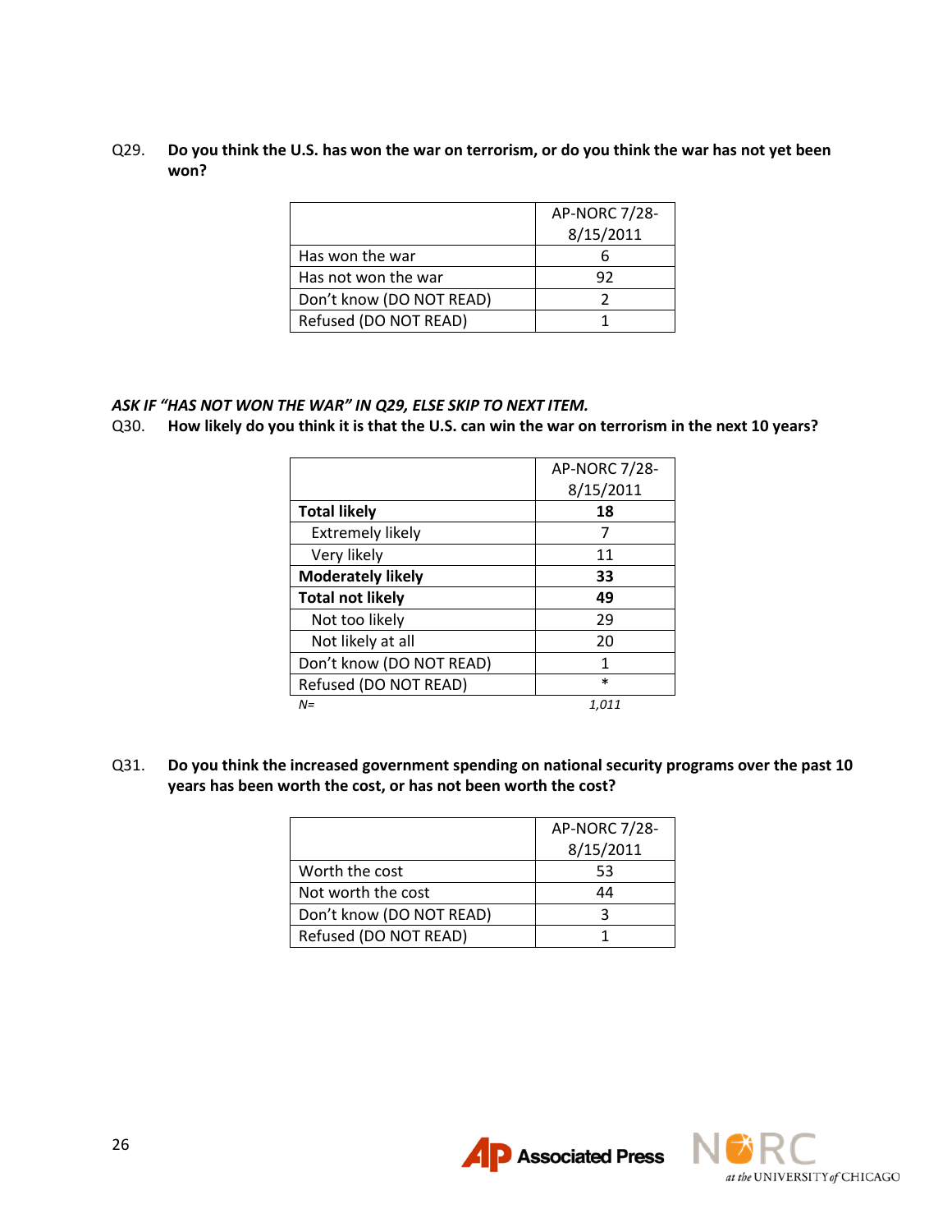Q29. **Do you think the U.S. has won the war on terrorism, or do you think the war has not yet been won?**

| | AP-NORC 7/28-8/15/2011 |
|---|---|
| Has won the war | 6 |
| Has not won the war | 92 |
| Don't know (DO NOT READ) | 2 |
| Refused (DO NOT READ) | 1 |

***ASK IF "HAS NOT WON THE WAR" IN Q29, ELSE SKIP TO NEXT ITEM.***

Q30. **How likely do you think it is that the U.S. can win the war on terrorism in the next 10 years?**

| | AP-NORC 7/28-8/15/2011 |
|---|---|
| **Total likely** | **18** |
| Extremely likely | 7 |
| Very likely | 11 |
| **Moderately likely** | **33** |
| **Total not likely** | **49** |
| Not too likely | 29 |
| Not likely at all | 20 |
| Don't know (DO NOT READ) | 1 |
| Refused (DO NOT READ) | * |
| *N=* | *1,011* |

Q31. **Do you think the increased government spending on national security programs over the past 10 years has been worth the cost, or has not been worth the cost?**

| | AP-NORC 7/28-8/15/2011 |
|---|---|
| Worth the cost | 53 |
| Not worth the cost | 44 |
| Don't know (DO NOT READ) | 3 |
| Refused (DO NOT READ) | 1 |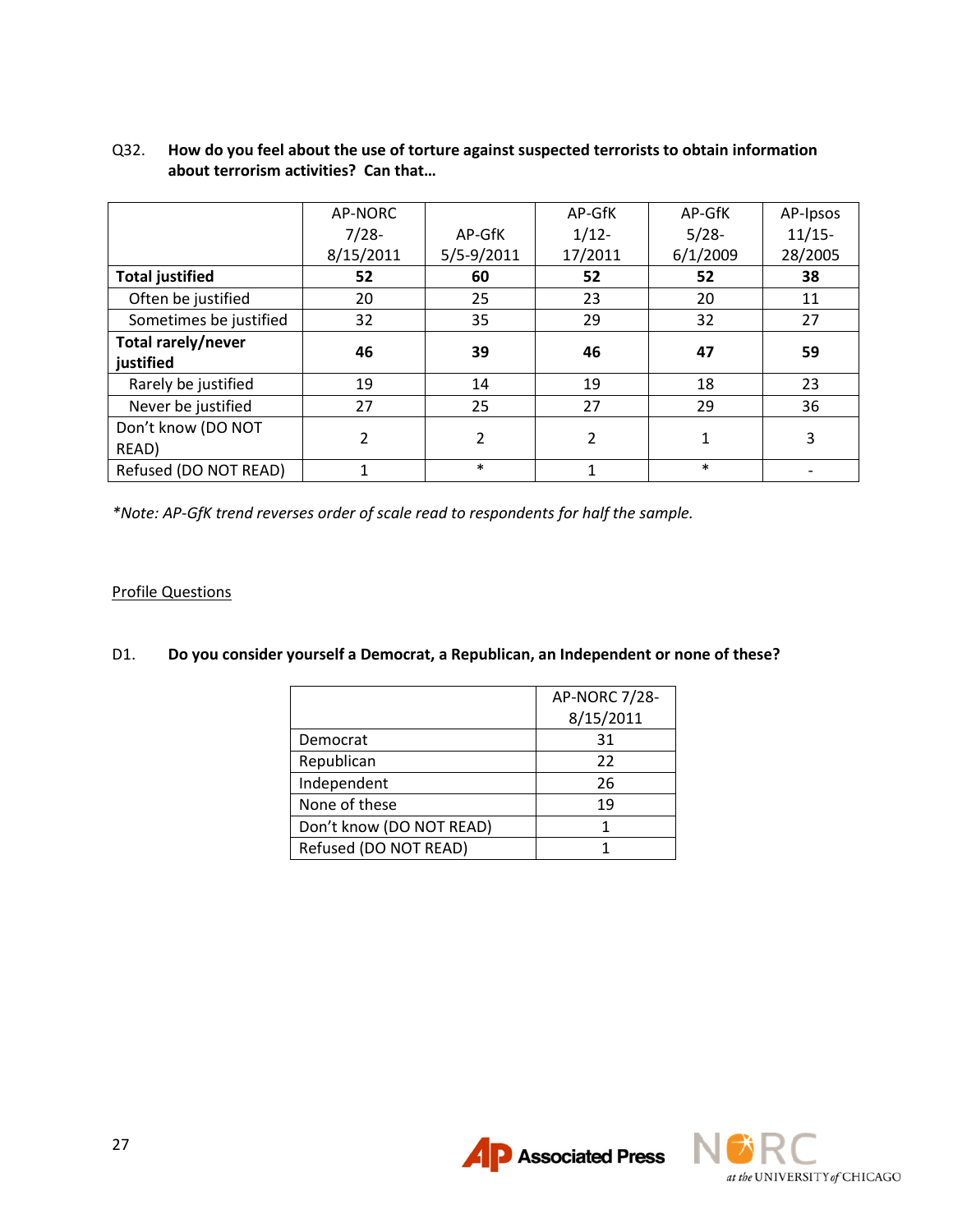Q32. **How do you feel about the use of torture against suspected terrorists to obtain information about terrorism activities? Can that…**

| | AP-NORC 7/28-8/15/2011 | AP-GfK 5/5-9/2011 | AP-GfK 1/12-17/2011 | AP-GfK 5/28-6/1/2009 | AP-Ipsos 11/15-28/2005 |
|---|---|---|---|---|---|
| **Total justified** | **52** | **60** | **52** | **52** | **38** |
| Often be justified | 20 | 25 | 23 | 20 | 11 |
| Sometimes be justified | 32 | 35 | 29 | 32 | 27 |
| **Total rarely/never justified** | **46** | **39** | **46** | **47** | **59** |
| Rarely be justified | 19 | 14 | 19 | 18 | 23 |
| Never be justified | 27 | 25 | 27 | 29 | 36 |
| Don't know (DO NOT READ) | 2 | 2 | 2 | 1 | 3 |
| Refused (DO NOT READ) | 1 | * | 1 | * | - |

*\*Note: AP-GfK trend reverses order of scale read to respondents for half the sample.*

<u>Profile Questions</u>

D1. **Do you consider yourself a Democrat, a Republican, an Independent or none of these?**

| | AP-NORC 7/28-8/15/2011 |
|---|---|
| Democrat | 31 |
| Republican | 22 |
| Independent | 26 |
| None of these | 19 |
| Don't know (DO NOT READ) | 1 |
| Refused (DO NOT READ) | 1 |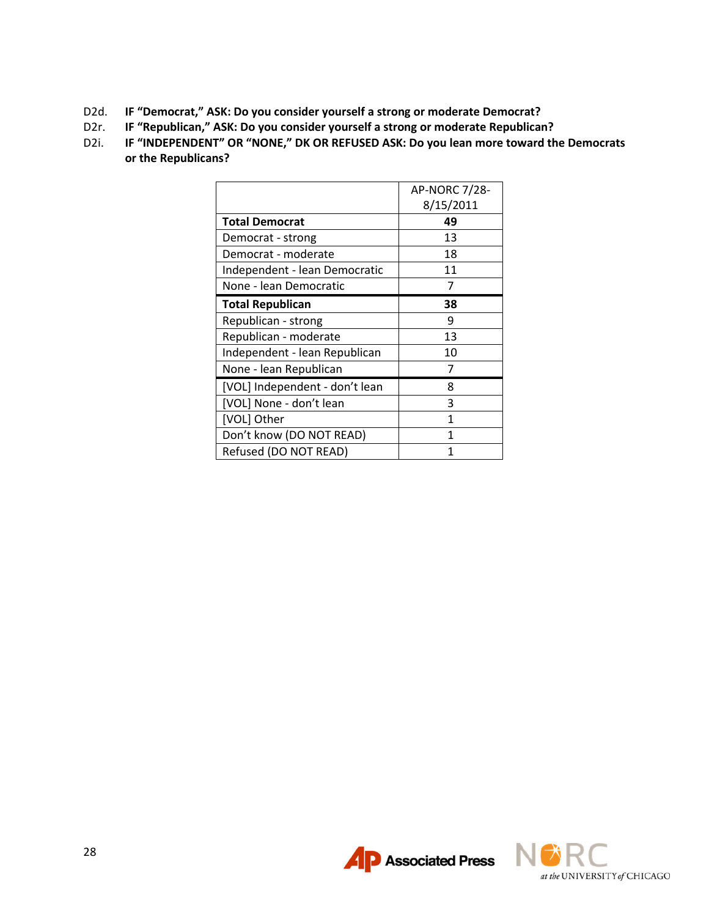D2d. **IF "Democrat," ASK: Do you consider yourself a strong or moderate Democrat?**

D2r. **IF "Republican," ASK: Do you consider yourself a strong or moderate Republican?**

D2i. **IF "INDEPENDENT" OR "NONE," DK OR REFUSED ASK: Do you lean more toward the Democrats or the Republicans?**

| | AP-NORC 7/28-8/15/2011 |
|---|---|
| **Total Democrat** | **49** |
| Democrat - strong | 13 |
| Democrat - moderate | 18 |
| Independent - lean Democratic | 11 |
| None - lean Democratic | 7 |
| **Total Republican** | **38** |
| Republican - strong | 9 |
| Republican - moderate | 13 |
| Independent - lean Republican | 10 |
| None - lean Republican | 7 |
| [VOL] Independent - don't lean | 8 |
| [VOL] None - don't lean | 3 |
| [VOL] Other | 1 |
| Don't know (DO NOT READ) | 1 |
| Refused (DO NOT READ) | 1 |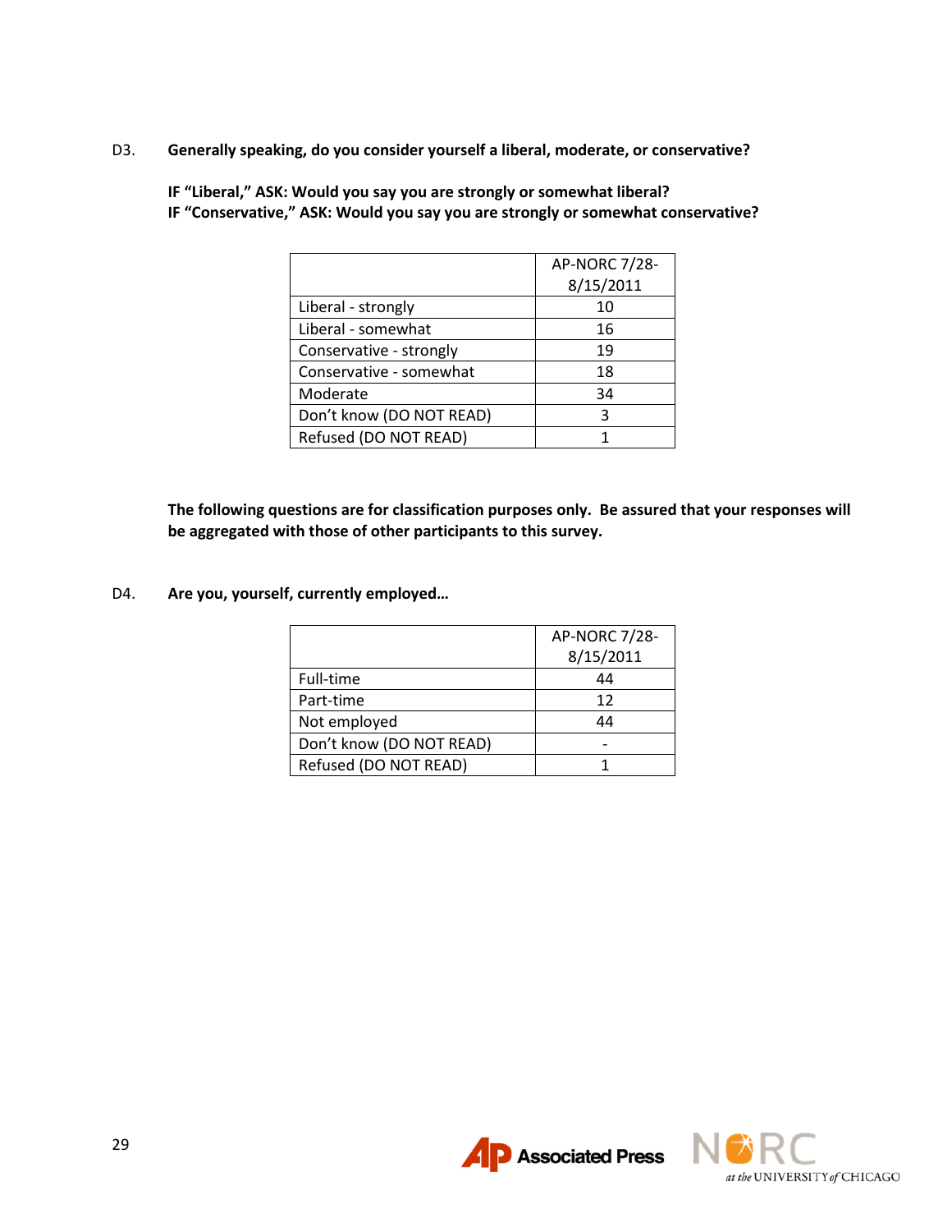D3. **Generally speaking, do you consider yourself a liberal, moderate, or conservative?**

**IF "Liberal," ASK: Would you say you are strongly or somewhat liberal?**
**IF "Conservative," ASK: Would you say you are strongly or somewhat conservative?**

| | AP-NORC 7/28-8/15/2011 |
|---|---|
| Liberal - strongly | 10 |
| Liberal - somewhat | 16 |
| Conservative - strongly | 19 |
| Conservative - somewhat | 18 |
| Moderate | 34 |
| Don't know (DO NOT READ) | 3 |
| Refused (DO NOT READ) | 1 |

**The following questions are for classification purposes only. Be assured that your responses will be aggregated with those of other participants to this survey.**

D4. **Are you, yourself, currently employed…**

| | AP-NORC 7/28-8/15/2011 |
|---|---|
| Full-time | 44 |
| Part-time | 12 |
| Not employed | 44 |
| Don't know (DO NOT READ) | - |
| Refused (DO NOT READ) | 1 |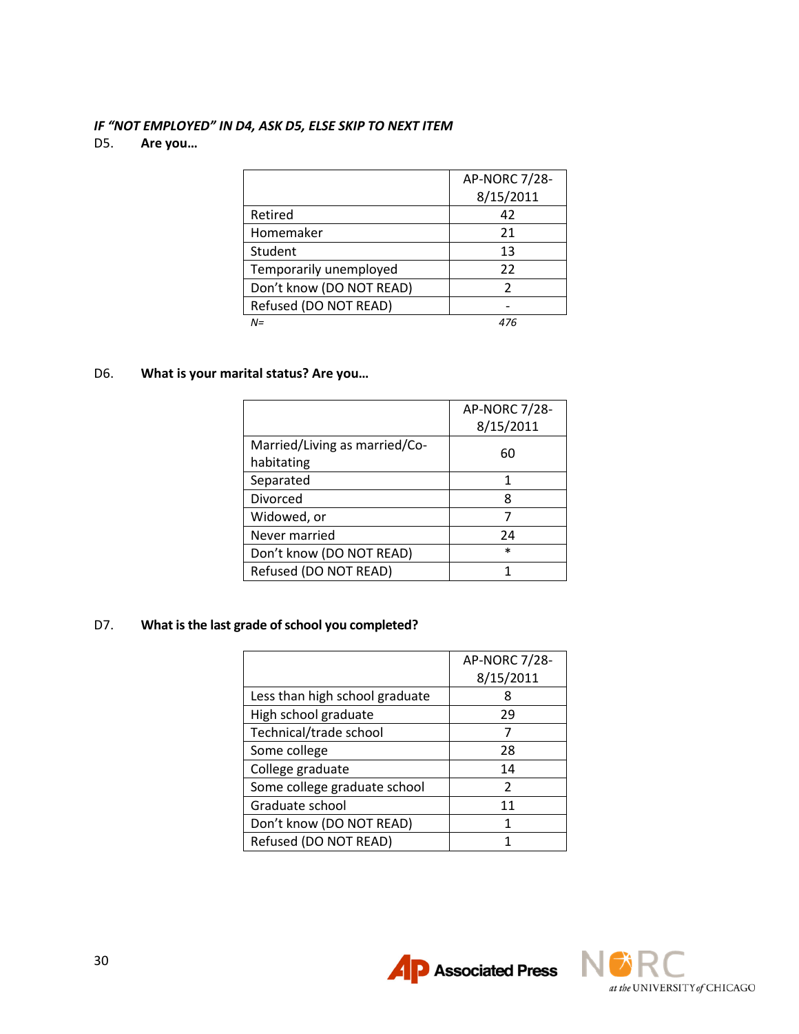***IF "NOT EMPLOYED" IN D4, ASK D5, ELSE SKIP TO NEXT ITEM***

D5. **Are you…**

| | AP-NORC 7/28-8/15/2011 |
|---|---|
| Retired | 42 |
| Homemaker | 21 |
| Student | 13 |
| Temporarily unemployed | 22 |
| Don't know (DO NOT READ) | 2 |
| Refused (DO NOT READ) | - |
| *N=* | *476* |

D6. **What is your marital status? Are you…**

| | AP-NORC 7/28-8/15/2011 |
|---|---|
| Married/Living as married/Co-habitating | 60 |
| Separated | 1 |
| Divorced | 8 |
| Widowed, or | 7 |
| Never married | 24 |
| Don't know (DO NOT READ) | * |
| Refused (DO NOT READ) | 1 |

D7. **What is the last grade of school you completed?**

| | AP-NORC 7/28-8/15/2011 |
|---|---|
| Less than high school graduate | 8 |
| High school graduate | 29 |
| Technical/trade school | 7 |
| Some college | 28 |
| College graduate | 14 |
| Some college graduate school | 2 |
| Graduate school | 11 |
| Don't know (DO NOT READ) | 1 |
| Refused (DO NOT READ) | 1 |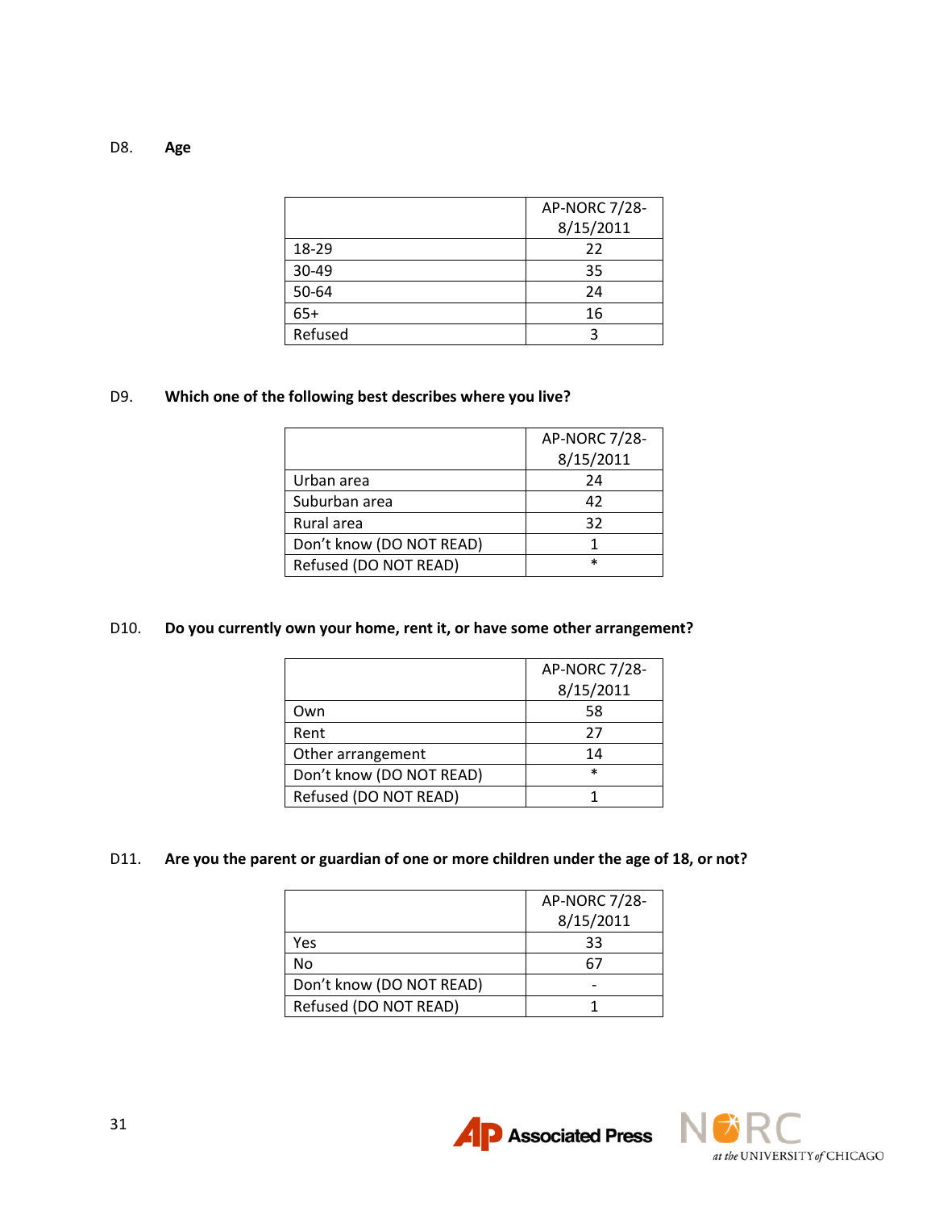D8. **Age**

| | AP-NORC 7/28-8/15/2011 |
|---|---|
| 18-29 | 22 |
| 30-49 | 35 |
| 50-64 | 24 |
| 65+ | 16 |
| Refused | 3 |

D9. **Which one of the following best describes where you live?**

| | AP-NORC 7/28-8/15/2011 |
|---|---|
| Urban area | 24 |
| Suburban area | 42 |
| Rural area | 32 |
| Don't know (DO NOT READ) | 1 |
| Refused (DO NOT READ) | * |

D10. **Do you currently own your home, rent it, or have some other arrangement?**

| | AP-NORC 7/28-8/15/2011 |
|---|---|
| Own | 58 |
| Rent | 27 |
| Other arrangement | 14 |
| Don't know (DO NOT READ) | * |
| Refused (DO NOT READ) | 1 |

D11. **Are you the parent or guardian of one or more children under the age of 18, or not?**

| | AP-NORC 7/28-8/15/2011 |
|---|---|
| Yes | 33 |
| No | 67 |
| Don't know (DO NOT READ) | - |
| Refused (DO NOT READ) | 1 |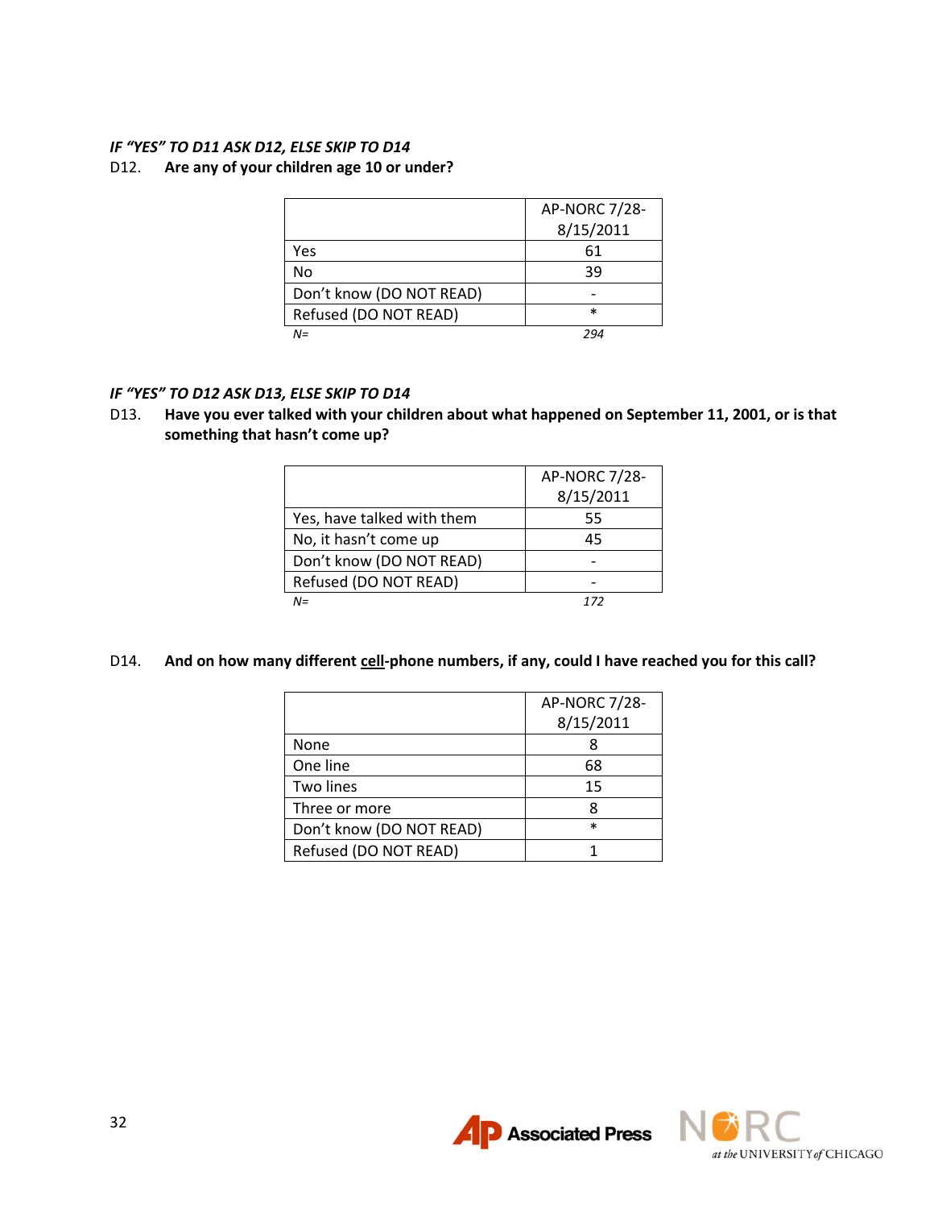*IF "YES" TO D11 ASK D12, ELSE SKIP TO D14*

D12. **Are any of your children age 10 or under?**

| | AP-NORC 7/28-8/15/2011 |
|---|---|
| Yes | 61 |
| No | 39 |
| Don't know (DO NOT READ) | - |
| Refused (DO NOT READ) | * |
| *N=* | *294* |

*IF "YES" TO D12 ASK D13, ELSE SKIP TO D14*

D13. **Have you ever talked with your children about what happened on September 11, 2001, or is that something that hasn't come up?**

| | AP-NORC 7/28-8/15/2011 |
|---|---|
| Yes, have talked with them | 55 |
| No, it hasn't come up | 45 |
| Don't know (DO NOT READ) | - |
| Refused (DO NOT READ) | - |
| *N=* | *172* |

D14. **And on how many different <u>cell</u>-phone numbers, if any, could I have reached you for this call?**

| | AP-NORC 7/28-8/15/2011 |
|---|---|
| None | 8 |
| One line | 68 |
| Two lines | 15 |
| Three or more | 8 |
| Don't know (DO NOT READ) | * |
| Refused (DO NOT READ) | 1 |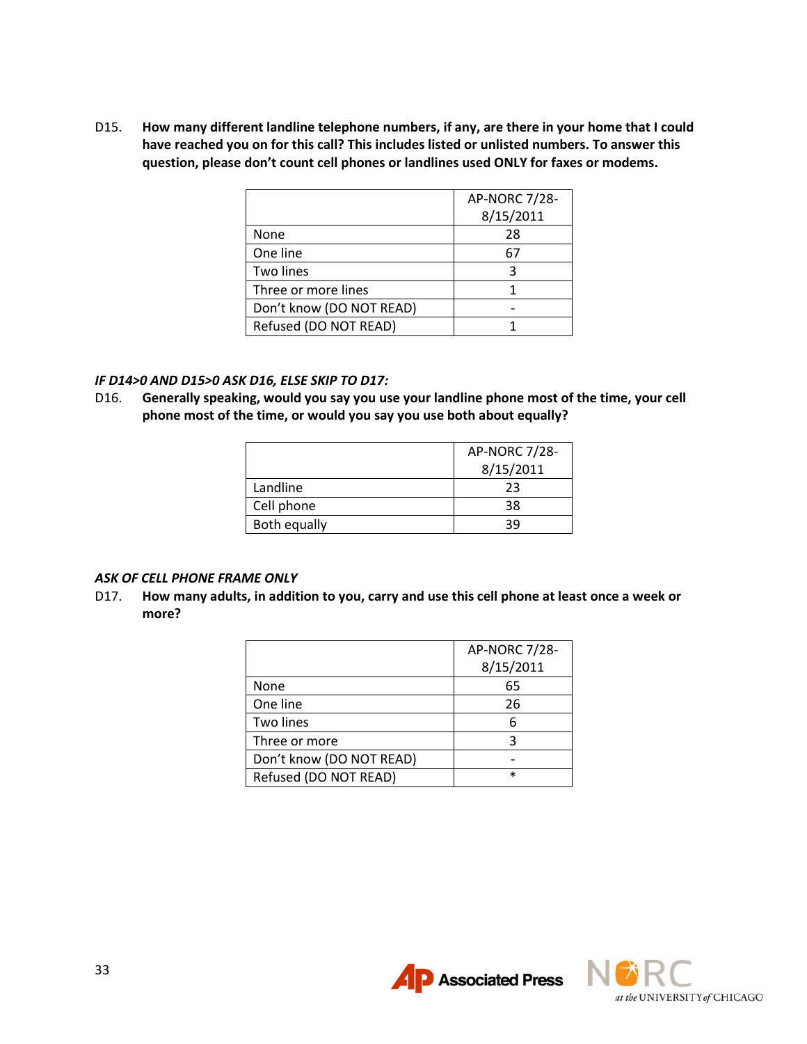D15. **How many different landline telephone numbers, if any, are there in your home that I could have reached you on for this call? This includes listed or unlisted numbers. To answer this question, please don't count cell phones or landlines used ONLY for faxes or modems.**

| | AP-NORC 7/28-8/15/2011 |
|---|---|
| None | 28 |
| One line | 67 |
| Two lines | 3 |
| Three or more lines | 1 |
| Don't know (DO NOT READ) | - |
| Refused (DO NOT READ) | 1 |

***IF D14>0 AND D15>0 ASK D16, ELSE SKIP TO D17:***

D16. **Generally speaking, would you say you use your landline phone most of the time, your cell phone most of the time, or would you say you use both about equally?**

| | AP-NORC 7/28-8/15/2011 |
|---|---|
| Landline | 23 |
| Cell phone | 38 |
| Both equally | 39 |

***ASK OF CELL PHONE FRAME ONLY***

D17. **How many adults, in addition to you, carry and use this cell phone at least once a week or more?**

| | AP-NORC 7/28-8/15/2011 |
|---|---|
| None | 65 |
| One line | 26 |
| Two lines | 6 |
| Three or more | 3 |
| Don't know (DO NOT READ) | - |
| Refused (DO NOT READ) | * |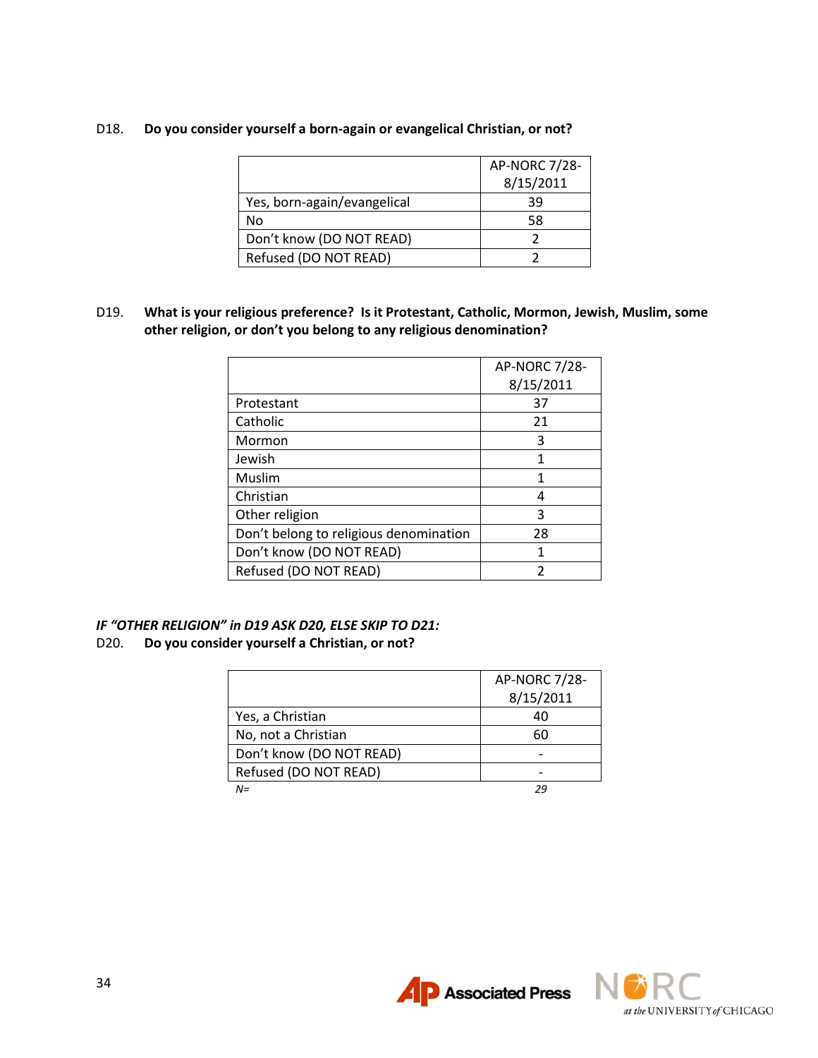D18. **Do you consider yourself a born-again or evangelical Christian, or not?**

| | AP-NORC 7/28-8/15/2011 |
|---|---|
| Yes, born-again/evangelical | 39 |
| No | 58 |
| Don't know (DO NOT READ) | 2 |
| Refused (DO NOT READ) | 2 |

D19. **What is your religious preference? Is it Protestant, Catholic, Mormon, Jewish, Muslim, some other religion, or don't you belong to any religious denomination?**

| | AP-NORC 7/28-8/15/2011 |
|---|---|
| Protestant | 37 |
| Catholic | 21 |
| Mormon | 3 |
| Jewish | 1 |
| Muslim | 1 |
| Christian | 4 |
| Other religion | 3 |
| Don't belong to religious denomination | 28 |
| Don't know (DO NOT READ) | 1 |
| Refused (DO NOT READ) | 2 |

***IF "OTHER RELIGION" in D19 ASK D20, ELSE SKIP TO D21:***

D20. **Do you consider yourself a Christian, or not?**

| | AP-NORC 7/28-8/15/2011 |
|---|---|
| Yes, a Christian | 40 |
| No, not a Christian | 60 |
| Don't know (DO NOT READ) | - |
| Refused (DO NOT READ) | - |
| *N=* | *29* |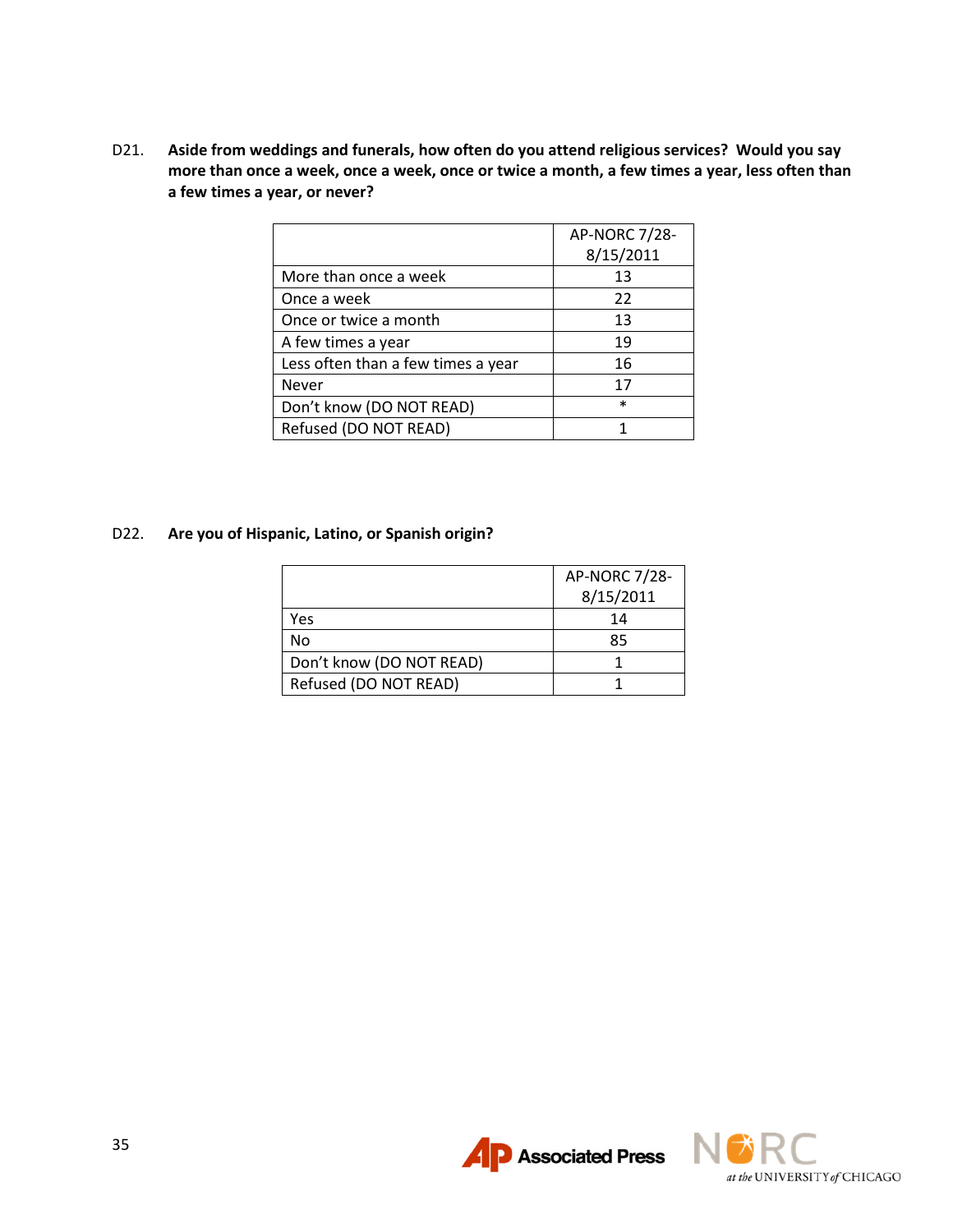**D21. Aside from weddings and funerals, how often do you attend religious services? Would you say more than once a week, once a week, once or twice a month, a few times a year, less often than a few times a year, or never?**

| | AP-NORC 7/28-8/15/2011 |
|---|---|
| More than once a week | 13 |
| Once a week | 22 |
| Once or twice a month | 13 |
| A few times a year | 19 |
| Less often than a few times a year | 16 |
| Never | 17 |
| Don't know (DO NOT READ) | * |
| Refused (DO NOT READ) | 1 |

**D22. Are you of Hispanic, Latino, or Spanish origin?**

| | AP-NORC 7/28-8/15/2011 |
|---|---|
| Yes | 14 |
| No | 85 |
| Don't know (DO NOT READ) | 1 |
| Refused (DO NOT READ) | 1 |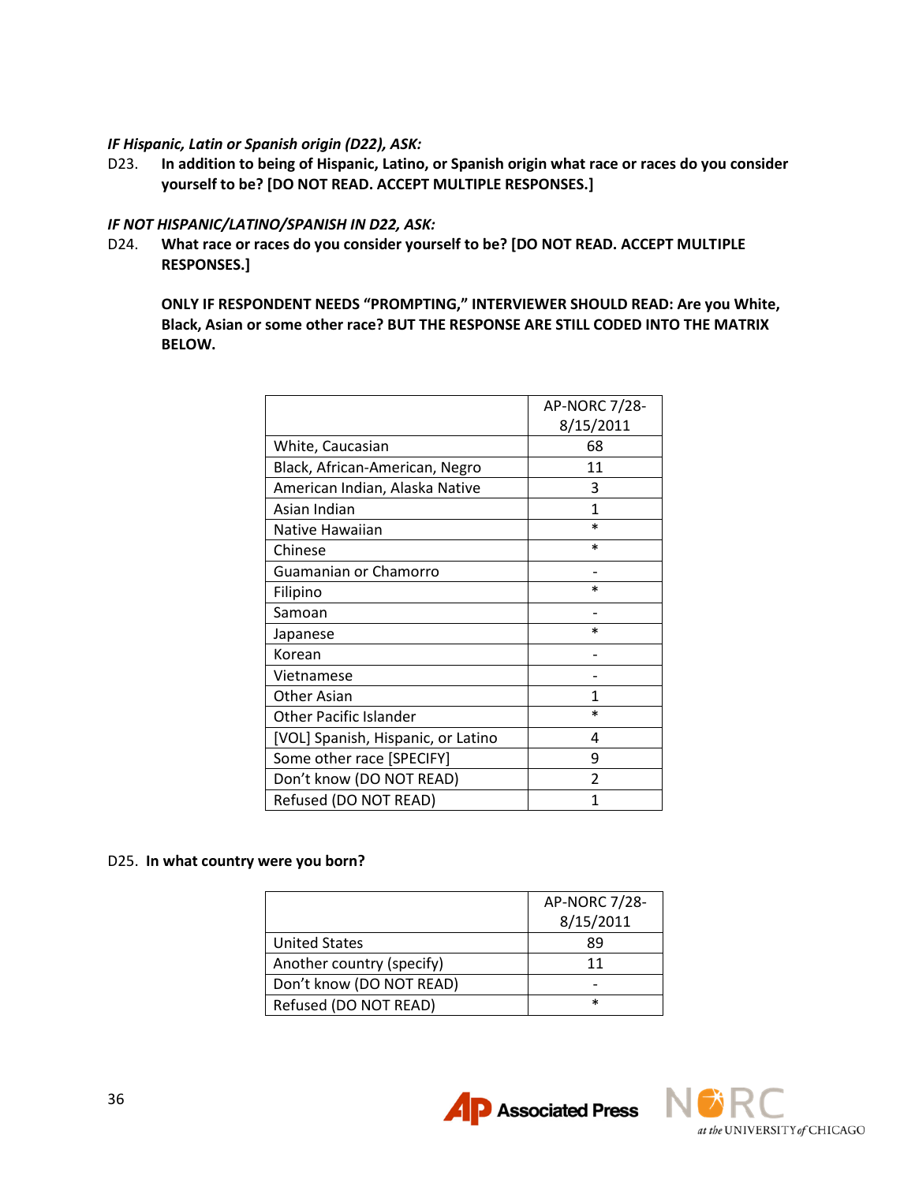*IF Hispanic, Latin or Spanish origin (D22), ASK:*

D23. **In addition to being of Hispanic, Latino, or Spanish origin what race or races do you consider yourself to be? [DO NOT READ. ACCEPT MULTIPLE RESPONSES.]**

*IF NOT HISPANIC/LATINO/SPANISH IN D22, ASK:*

D24. **What race or races do you consider yourself to be? [DO NOT READ. ACCEPT MULTIPLE RESPONSES.]**

**ONLY IF RESPONDENT NEEDS "PROMPTING," INTERVIEWER SHOULD READ: Are you White, Black, Asian or some other race? BUT THE RESPONSE ARE STILL CODED INTO THE MATRIX BELOW.**

| | AP-NORC 7/28-8/15/2011 |
|---|---|
| White, Caucasian | 68 |
| Black, African-American, Negro | 11 |
| American Indian, Alaska Native | 3 |
| Asian Indian | 1 |
| Native Hawaiian | * |
| Chinese | * |
| Guamanian or Chamorro | - |
| Filipino | * |
| Samoan | - |
| Japanese | * |
| Korean | - |
| Vietnamese | - |
| Other Asian | 1 |
| Other Pacific Islander | * |
| [VOL] Spanish, Hispanic, or Latino | 4 |
| Some other race [SPECIFY] | 9 |
| Don't know (DO NOT READ) | 2 |
| Refused (DO NOT READ) | 1 |

D25. **In what country were you born?**

| | AP-NORC 7/28-8/15/2011 |
|---|---|
| United States | 89 |
| Another country (specify) | 11 |
| Don't know (DO NOT READ) | - |
| Refused (DO NOT READ) | * |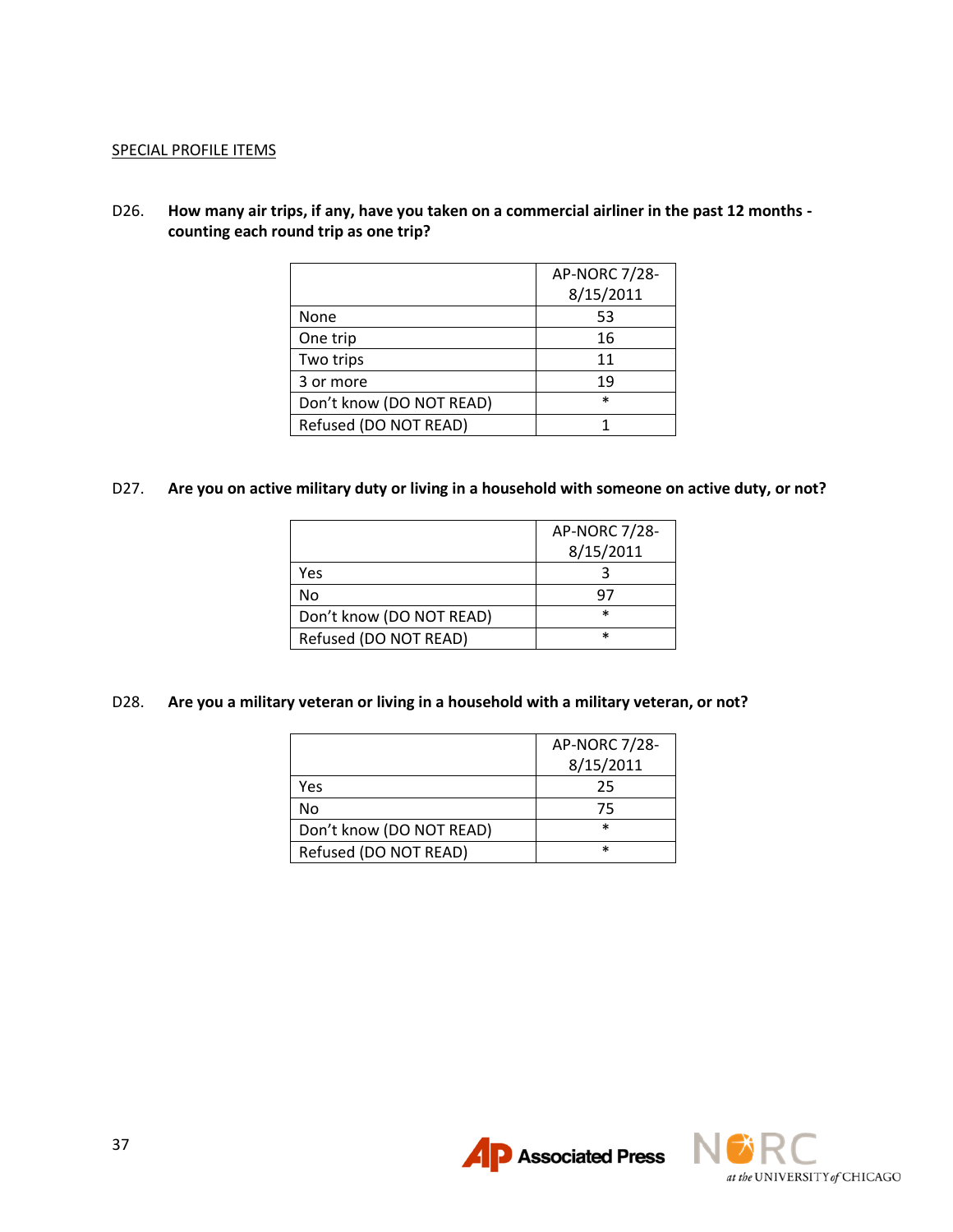SPECIAL PROFILE ITEMS

D26. **How many air trips, if any, have you taken on a commercial airliner in the past 12 months - counting each round trip as one trip?**

| | AP-NORC 7/28-8/15/2011 |
|---|---|
| None | 53 |
| One trip | 16 |
| Two trips | 11 |
| 3 or more | 19 |
| Don't know (DO NOT READ) | * |
| Refused (DO NOT READ) | 1 |

D27. **Are you on active military duty or living in a household with someone on active duty, or not?**

| | AP-NORC 7/28-8/15/2011 |
|---|---|
| Yes | 3 |
| No | 97 |
| Don't know (DO NOT READ) | * |
| Refused (DO NOT READ) | * |

D28. **Are you a military veteran or living in a household with a military veteran, or not?**

| | AP-NORC 7/28-8/15/2011 |
|---|---|
| Yes | 25 |
| No | 75 |
| Don't know (DO NOT READ) | * |
| Refused (DO NOT READ) | * |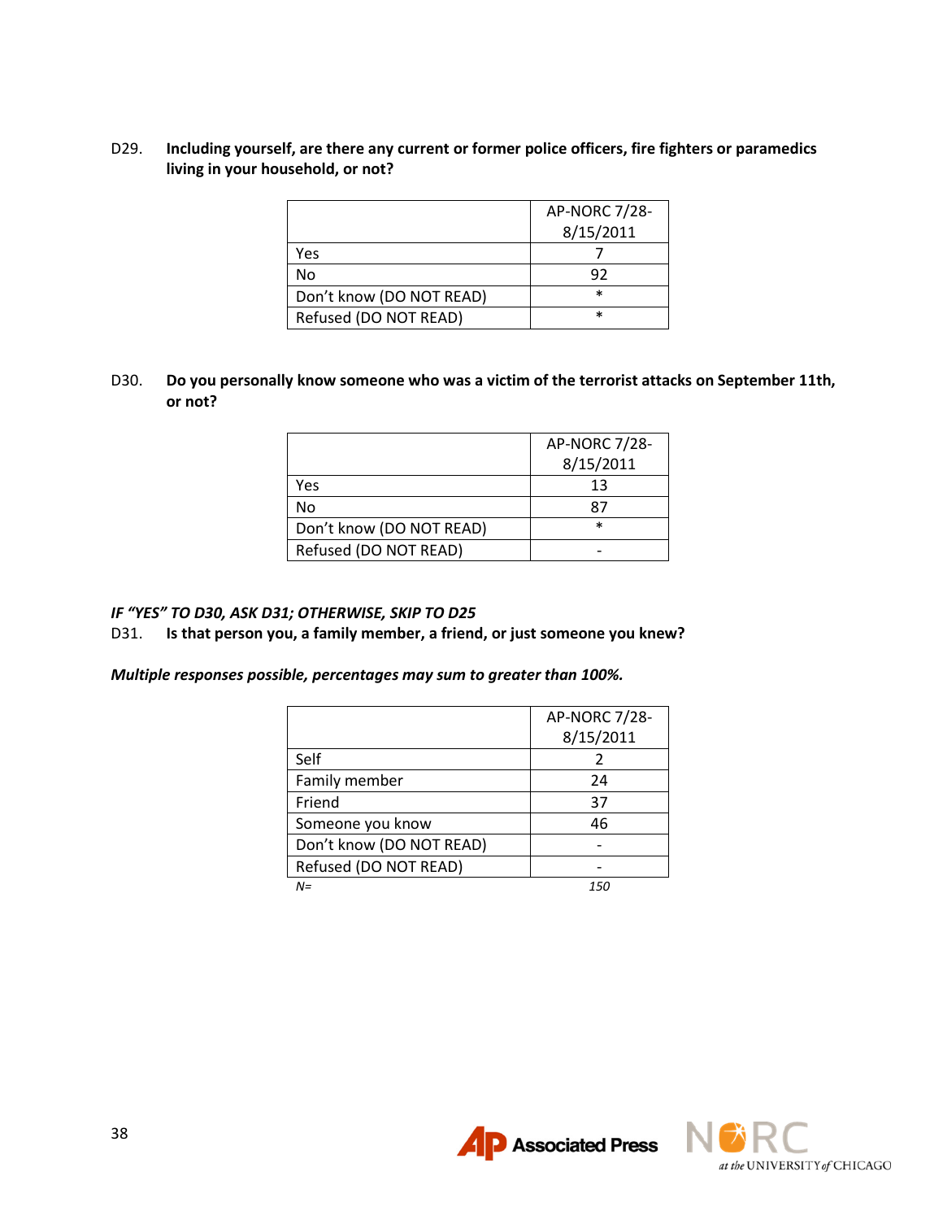D29. **Including yourself, are there any current or former police officers, fire fighters or paramedics living in your household, or not?**

| | AP-NORC 7/28-8/15/2011 |
|---|---|
| Yes | 7 |
| No | 92 |
| Don't know (DO NOT READ) | * |
| Refused (DO NOT READ) | * |

D30. **Do you personally know someone who was a victim of the terrorist attacks on September 11th, or not?**

| | AP-NORC 7/28-8/15/2011 |
|---|---|
| Yes | 13 |
| No | 87 |
| Don't know (DO NOT READ) | * |
| Refused (DO NOT READ) | - |

***IF "YES" TO D30, ASK D31; OTHERWISE, SKIP TO D25***

D31. **Is that person you, a family member, a friend, or just someone you knew?**

***Multiple responses possible, percentages may sum to greater than 100%.***

| | AP-NORC 7/28-8/15/2011 |
|---|---|
| Self | 2 |
| Family member | 24 |
| Friend | 37 |
| Someone you know | 46 |
| Don't know (DO NOT READ) | - |
| Refused (DO NOT READ) | - |
| *N=* | *150* |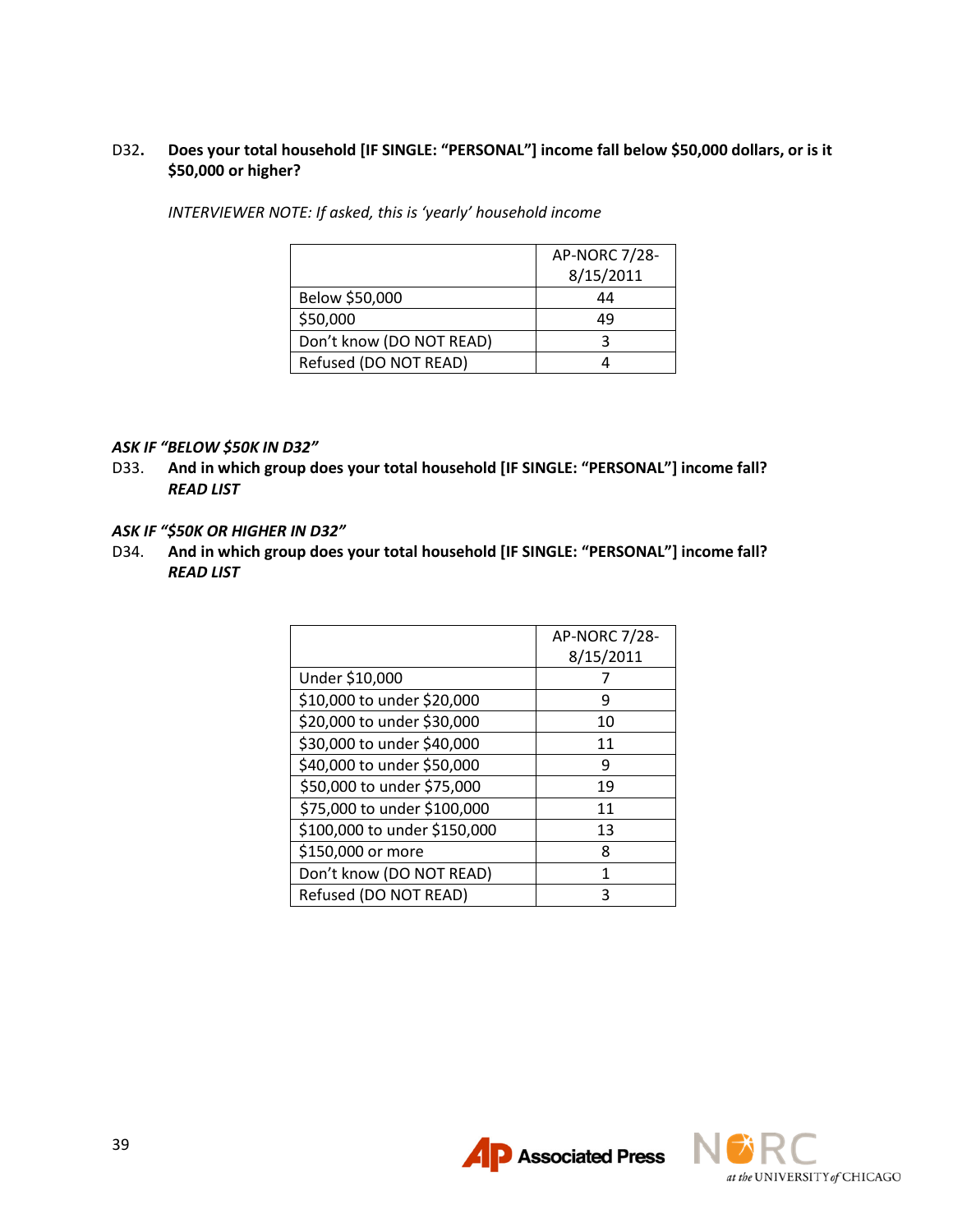D32. **Does your total household [IF SINGLE: "PERSONAL"] income fall below $50,000 dollars, or is it $50,000 or higher?**

*INTERVIEWER NOTE: If asked, this is 'yearly' household income*

| | AP-NORC 7/28-8/15/2011 |
|---|---|
| Below $50,000 | 44 |
| $50,000 | 49 |
| Don't know (DO NOT READ) | 3 |
| Refused (DO NOT READ) | 4 |

***ASK IF "BELOW $50K IN D32"***

D33. **And in which group does your total household [IF SINGLE: "PERSONAL"] income fall?**
***READ LIST***

***ASK IF "$50K OR HIGHER IN D32"***

D34. **And in which group does your total household [IF SINGLE: "PERSONAL"] income fall?**
***READ LIST***

| | AP-NORC 7/28-8/15/2011 |
|---|---|
| Under $10,000 | 7 |
| $10,000 to under $20,000 | 9 |
| $20,000 to under $30,000 | 10 |
| $30,000 to under $40,000 | 11 |
| $40,000 to under $50,000 | 9 |
| $50,000 to under $75,000 | 19 |
| $75,000 to under $100,000 | 11 |
| $100,000 to under $150,000 | 13 |
| $150,000 or more | 8 |
| Don't know (DO NOT READ) | 1 |
| Refused (DO NOT READ) | 3 |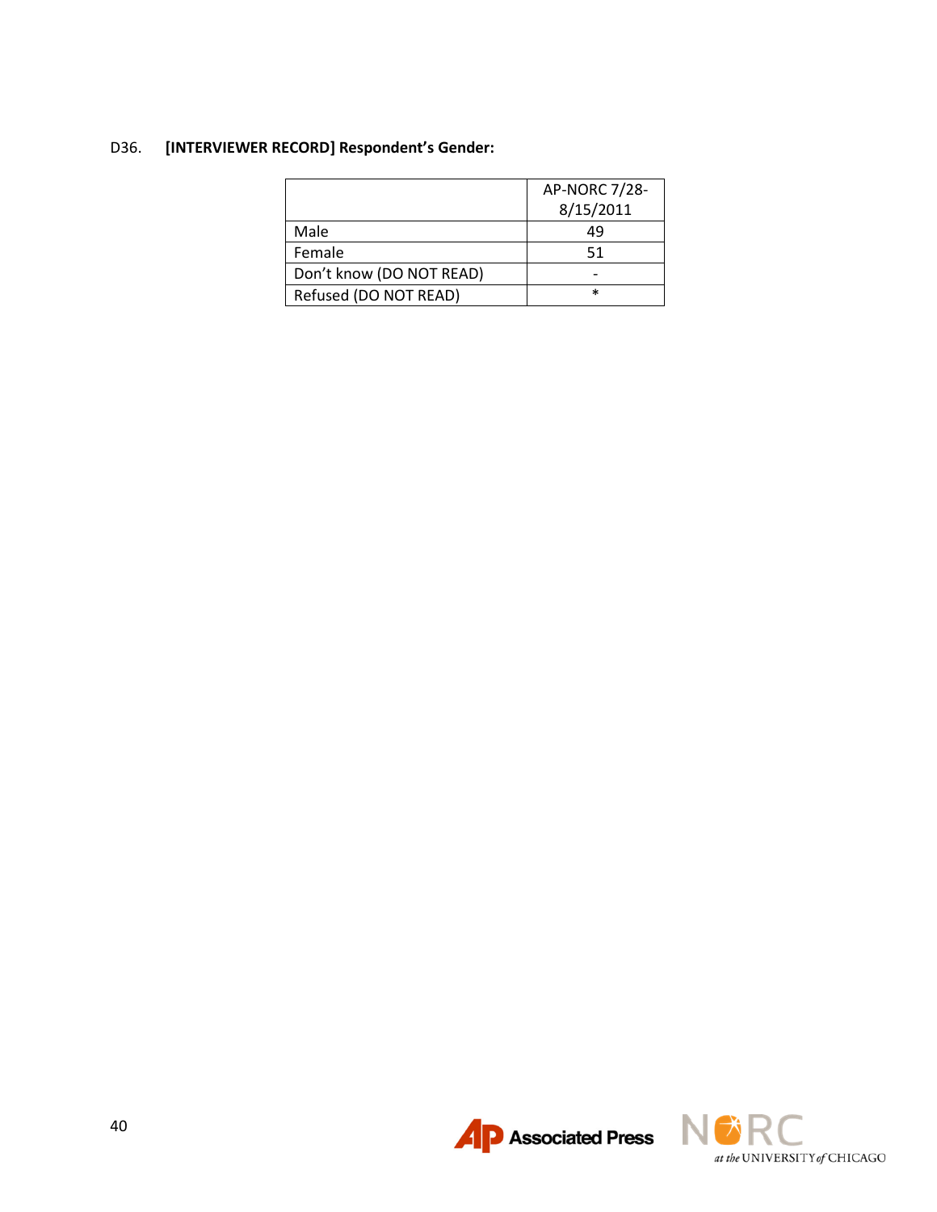D36. **[INTERVIEWER RECORD] Respondent's Gender:**

| | AP-NORC 7/28-8/15/2011 |
|---|---|
| Male | 49 |
| Female | 51 |
| Don't know (DO NOT READ) | - |
| Refused (DO NOT READ) | * |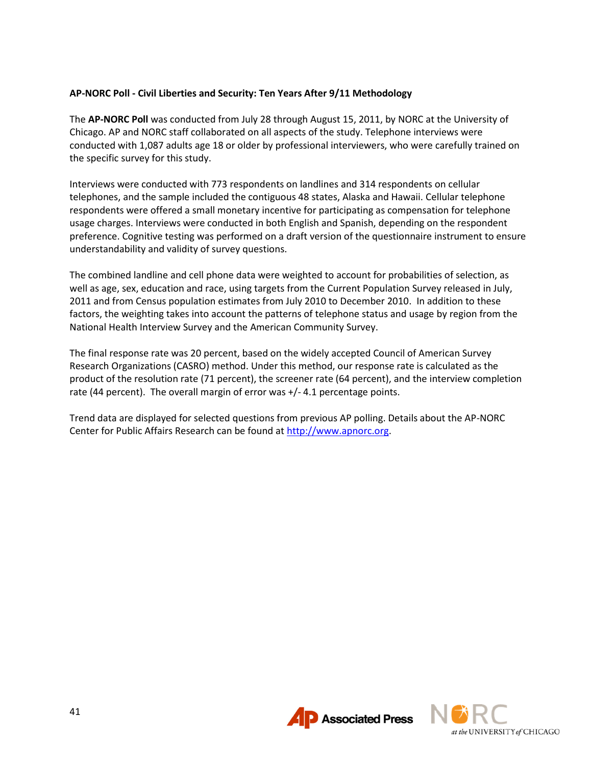**AP-NORC Poll - Civil Liberties and Security: Ten Years After 9/11 Methodology**

The **AP-NORC Poll** was conducted from July 28 through August 15, 2011, by NORC at the University of Chicago. AP and NORC staff collaborated on all aspects of the study. Telephone interviews were conducted with 1,087 adults age 18 or older by professional interviewers, who were carefully trained on the specific survey for this study.

Interviews were conducted with 773 respondents on landlines and 314 respondents on cellular telephones, and the sample included the contiguous 48 states, Alaska and Hawaii. Cellular telephone respondents were offered a small monetary incentive for participating as compensation for telephone usage charges. Interviews were conducted in both English and Spanish, depending on the respondent preference. Cognitive testing was performed on a draft version of the questionnaire instrument to ensure understandability and validity of survey questions.

The combined landline and cell phone data were weighted to account for probabilities of selection, as well as age, sex, education and race, using targets from the Current Population Survey released in July, 2011 and from Census population estimates from July 2010 to December 2010. In addition to these factors, the weighting takes into account the patterns of telephone status and usage by region from the National Health Interview Survey and the American Community Survey.

The final response rate was 20 percent, based on the widely accepted Council of American Survey Research Organizations (CASRO) method. Under this method, our response rate is calculated as the product of the resolution rate (71 percent), the screener rate (64 percent), and the interview completion rate (44 percent). The overall margin of error was +/- 4.1 percentage points.

Trend data are displayed for selected questions from previous AP polling. Details about the AP-NORC Center for Public Affairs Research can be found at http://www.apnorc.org.